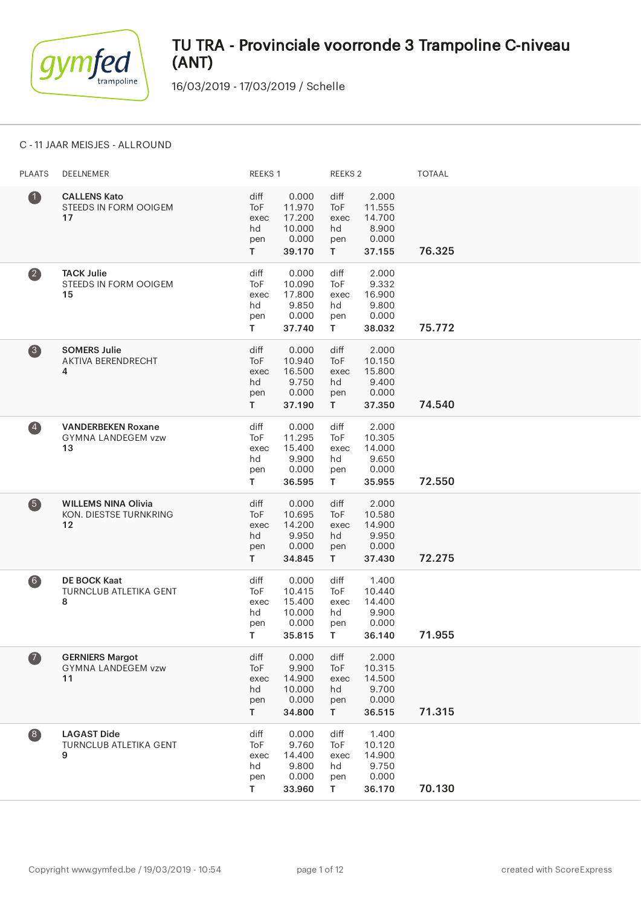# TU TRA - Provinciale voorronde 3 Trampoline C-niveau (ANT)

16/03/2019 - 17/03/2019 / Schelle

## C - 11 JAAR MEISJES - ALLROUND

| PLAATS | DEELNEMER | REEKS 1 | | REEKS 2 | | TOTAAL |
|---|---|---|---|---|---|---|
| 1 | **CALLENS Kato**<br>STEEDS IN FORM OOIGEM<br>**17** | diff<br>ToF<br>exec<br>hd<br>pen<br>**T** | 0.000<br>11.970<br>17.200<br>10.000<br>0.000<br>**39.170** | diff<br>ToF<br>exec<br>hd<br>pen<br>**T** | 2.000<br>11.555<br>14.700<br>8.900<br>0.000<br>**37.155** | **76.325** |
| 2 | **TACK Julie**<br>STEEDS IN FORM OOIGEM<br>**15** | diff<br>ToF<br>exec<br>hd<br>pen<br>**T** | 0.000<br>10.090<br>17.800<br>9.850<br>0.000<br>**37.740** | diff<br>ToF<br>exec<br>hd<br>pen<br>**T** | 2.000<br>9.332<br>16.900<br>9.800<br>0.000<br>**38.032** | **75.772** |
| 3 | **SOMERS Julie**<br>AKTIVA BERENDRECHT<br>**4** | diff<br>ToF<br>exec<br>hd<br>pen<br>**T** | 0.000<br>10.940<br>16.500<br>9.750<br>0.000<br>**37.190** | diff<br>ToF<br>exec<br>hd<br>pen<br>**T** | 2.000<br>10.150<br>15.800<br>9.400<br>0.000<br>**37.350** | **74.540** |
| 4 | **VANDERBEKEN Roxane**<br>GYMNA LANDEGEM vzw<br>**13** | diff<br>ToF<br>exec<br>hd<br>pen<br>**T** | 0.000<br>11.295<br>15.400<br>9.900<br>0.000<br>**36.595** | diff<br>ToF<br>exec<br>hd<br>pen<br>**T** | 2.000<br>10.305<br>14.000<br>9.650<br>0.000<br>**35.955** | **72.550** |
| 5 | **WILLEMS NINA Olivia**<br>KON. DIESTSE TURNKRING<br>**12** | diff<br>ToF<br>exec<br>hd<br>pen<br>**T** | 0.000<br>10.695<br>14.200<br>9.950<br>0.000<br>**34.845** | diff<br>ToF<br>exec<br>hd<br>pen<br>**T** | 2.000<br>10.580<br>14.900<br>9.950<br>0.000<br>**37.430** | **72.275** |
| 6 | **DE BOCK Kaat**<br>TURNCLUB ATLETIKA GENT<br>**8** | diff<br>ToF<br>exec<br>hd<br>pen<br>**T** | 0.000<br>10.415<br>15.400<br>10.000<br>0.000<br>**35.815** | diff<br>ToF<br>exec<br>hd<br>pen<br>**T** | 1.400<br>10.440<br>14.400<br>9.900<br>0.000<br>**36.140** | **71.955** |
| 7 | **GERNIERS Margot**<br>GYMNA LANDEGEM vzw<br>**11** | diff<br>ToF<br>exec<br>hd<br>pen<br>**T** | 0.000<br>9.900<br>14.900<br>10.000<br>0.000<br>**34.800** | diff<br>ToF<br>exec<br>hd<br>pen<br>**T** | 2.000<br>10.315<br>14.500<br>9.700<br>0.000<br>**36.515** | **71.315** |
| 8 | **LAGAST Dide**<br>TURNCLUB ATLETIKA GENT<br>**9** | diff<br>ToF<br>exec<br>hd<br>pen<br>**T** | 0.000<br>9.760<br>14.400<br>9.800<br>0.000<br>**33.960** | diff<br>ToF<br>exec<br>hd<br>pen<br>**T** | 1.400<br>10.120<br>14.900<br>9.750<br>0.000<br>**36.170** | **70.130** |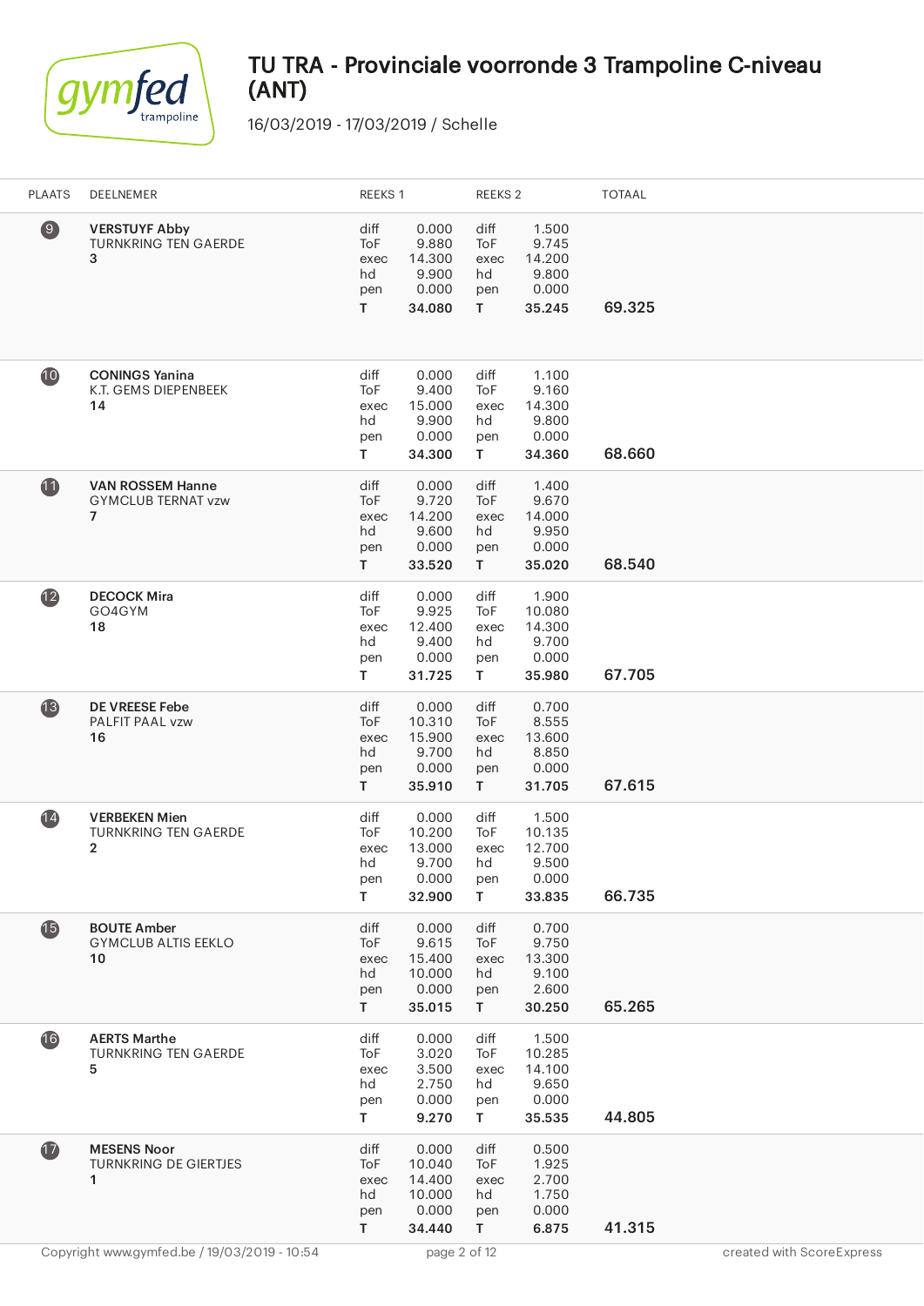# TU TRA - Provinciale voorronde 3 Trampoline C-niveau (ANT)

16/03/2019 - 17/03/2019 / Schelle

| PLAATS | DEELNEMER | REEKS 1 | | REEKS 2 | | TOTAAL |
|---|---|---|---|---|---|---|
| 9 | **VERSTUYF Abby**<br>TURNKRING TEN GAERDE<br>**3** | diff<br>ToF<br>exec<br>hd<br>pen<br>**T** | 0.000<br>9.880<br>14.300<br>9.900<br>0.000<br>**34.080** | diff<br>ToF<br>exec<br>hd<br>pen<br>**T** | 1.500<br>9.745<br>14.200<br>9.800<br>0.000<br>**35.245** | **69.325** |
| 10 | **CONINGS Yanina**<br>K.T. GEMS DIEPENBEEK<br>**14** | diff<br>ToF<br>exec<br>hd<br>pen<br>**T** | 0.000<br>9.400<br>15.000<br>9.900<br>0.000<br>**34.300** | diff<br>ToF<br>exec<br>hd<br>pen<br>**T** | 1.100<br>9.160<br>14.300<br>9.800<br>0.000<br>**34.360** | **68.660** |
| 11 | **VAN ROSSEM Hanne**<br>GYMCLUB TERNAT vzw<br>**7** | diff<br>ToF<br>exec<br>hd<br>pen<br>**T** | 0.000<br>9.720<br>14.200<br>9.600<br>0.000<br>**33.520** | diff<br>ToF<br>exec<br>hd<br>pen<br>**T** | 1.400<br>9.670<br>14.000<br>9.950<br>0.000<br>**35.020** | **68.540** |
| 12 | **DECOCK Mira**<br>GO4GYM<br>**18** | diff<br>ToF<br>exec<br>hd<br>pen<br>**T** | 0.000<br>9.925<br>12.400<br>9.400<br>0.000<br>**31.725** | diff<br>ToF<br>exec<br>hd<br>pen<br>**T** | 1.900<br>10.080<br>14.300<br>9.700<br>0.000<br>**35.980** | **67.705** |
| 13 | **DE VREESE Febe**<br>PALFIT PAAL vzw<br>**16** | diff<br>ToF<br>exec<br>hd<br>pen<br>**T** | 0.000<br>10.310<br>15.900<br>9.700<br>0.000<br>**35.910** | diff<br>ToF<br>exec<br>hd<br>pen<br>**T** | 0.700<br>8.555<br>13.600<br>8.850<br>0.000<br>**31.705** | **67.615** |
| 14 | **VERBEKEN Mien**<br>TURNKRING TEN GAERDE<br>**2** | diff<br>ToF<br>exec<br>hd<br>pen<br>**T** | 0.000<br>10.200<br>13.000<br>9.700<br>0.000<br>**32.900** | diff<br>ToF<br>exec<br>hd<br>pen<br>**T** | 1.500<br>10.135<br>12.700<br>9.500<br>0.000<br>**33.835** | **66.735** |
| 15 | **BOUTE Amber**<br>GYMCLUB ALTIS EEKLO<br>**10** | diff<br>ToF<br>exec<br>hd<br>pen<br>**T** | 0.000<br>9.615<br>15.400<br>10.000<br>0.000<br>**35.015** | diff<br>ToF<br>exec<br>hd<br>pen<br>**T** | 0.700<br>9.750<br>13.300<br>9.100<br>2.600<br>**30.250** | **65.265** |
| 16 | **AERTS Marthe**<br>TURNKRING TEN GAERDE<br>**5** | diff<br>ToF<br>exec<br>hd<br>pen<br>**T** | 0.000<br>3.020<br>3.500<br>2.750<br>0.000<br>**9.270** | diff<br>ToF<br>exec<br>hd<br>pen<br>**T** | 1.500<br>10.285<br>14.100<br>9.650<br>0.000<br>**35.535** | **44.805** |
| 17 | **MESENS Noor**<br>TURNKRING DE GIERTJES<br>**1** | diff<br>ToF<br>exec<br>hd<br>pen<br>**T** | 0.000<br>10.040<br>14.400<br>10.000<br>0.000<br>**34.440** | diff<br>ToF<br>exec<br>hd<br>pen<br>**T** | 0.500<br>1.925<br>2.700<br>1.750<br>0.000<br>**6.875** | **41.315** |

Copyright www.gymfed.be / 19/03/2019 - 10:54 — created with ScoreExpress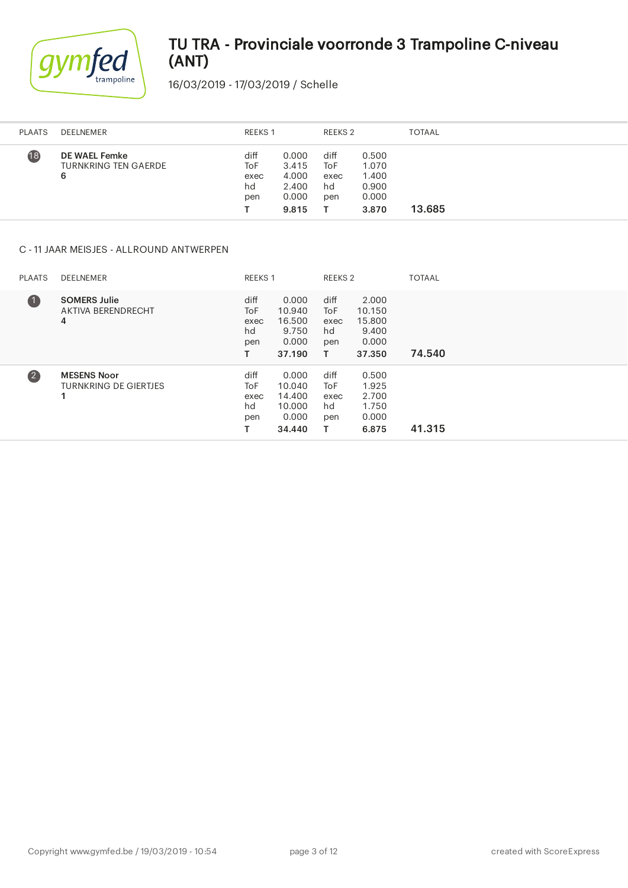# TU TRA - Provinciale voorronde 3 Trampoline C-niveau (ANT)

16/03/2019 - 17/03/2019 / Schelle

| PLAATS | DEELNEMER | REEKS 1 | | REEKS 2 | | TOTAAL |
|---|---|---|---|---|---|---|
| 18 | **DE WAEL Femke**<br>TURNKRING TEN GAERDE<br>**6** | diff<br>ToF<br>exec<br>hd<br>pen<br>**T** | 0.000<br>3.415<br>4.000<br>2.400<br>0.000<br>**9.815** | diff<br>ToF<br>exec<br>hd<br>pen<br>**T** | 0.500<br>1.070<br>1.400<br>0.900<br>0.000<br>**3.870** | **13.685** |

C - 11 JAAR MEISJES - ALLROUND ANTWERPEN

| PLAATS | DEELNEMER | REEKS 1 | | REEKS 2 | | TOTAAL |
|---|---|---|---|---|---|---|
| 1 | **SOMERS Julie**<br>AKTIVA BERENDRECHT<br>**4** | diff<br>ToF<br>exec<br>hd<br>pen<br>**T** | 0.000<br>10.940<br>16.500<br>9.750<br>0.000<br>**37.190** | diff<br>ToF<br>exec<br>hd<br>pen<br>**T** | 2.000<br>10.150<br>15.800<br>9.400<br>0.000<br>**37.350** | **74.540** |
| 2 | **MESENS Noor**<br>TURNKRING DE GIERTJES<br>**1** | diff<br>ToF<br>exec<br>hd<br>pen<br>**T** | 0.000<br>10.040<br>14.400<br>10.000<br>0.000<br>**34.440** | diff<br>ToF<br>exec<br>hd<br>pen<br>**T** | 0.500<br>1.925<br>2.700<br>1.750<br>0.000<br>**6.875** | **41.315** |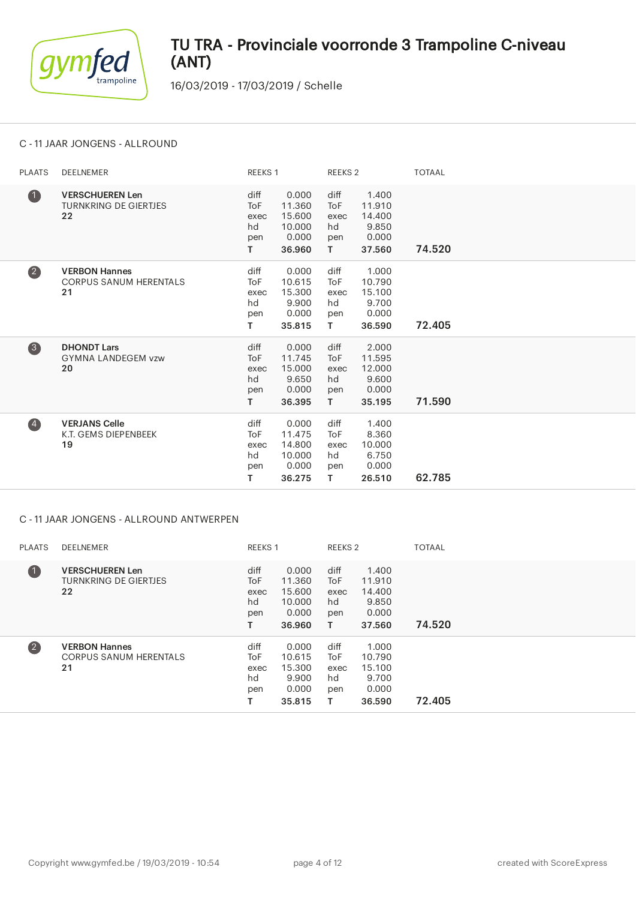# TU TRA - Provinciale voorronde 3 Trampoline C-niveau (ANT)

16/03/2019 - 17/03/2019 / Schelle

## C - 11 JAAR JONGENS - ALLROUND

| PLAATS | DEELNEMER | REEKS 1 | | REEKS 2 | | TOTAAL |
|---|---|---|---|---|---|---|
| 1 | **VERSCHUEREN Len**<br>TURNKRING DE GIERTJES<br>**22** | diff<br>ToF<br>exec<br>hd<br>pen<br>**T** | 0.000<br>11.360<br>15.600<br>10.000<br>0.000<br>**36.960** | diff<br>ToF<br>exec<br>hd<br>pen<br>**T** | 1.400<br>11.910<br>14.400<br>9.850<br>0.000<br>**37.560** | **74.520** |
| 2 | **VERBON Hannes**<br>CORPUS SANUM HERENTALS<br>**21** | diff<br>ToF<br>exec<br>hd<br>pen<br>**T** | 0.000<br>10.615<br>15.300<br>9.900<br>0.000<br>**35.815** | diff<br>ToF<br>exec<br>hd<br>pen<br>**T** | 1.000<br>10.790<br>15.100<br>9.700<br>0.000<br>**36.590** | **72.405** |
| 3 | **DHONDT Lars**<br>GYMNA LANDEGEM vzw<br>**20** | diff<br>ToF<br>exec<br>hd<br>pen<br>**T** | 0.000<br>11.745<br>15.000<br>9.650<br>0.000<br>**36.395** | diff<br>ToF<br>exec<br>hd<br>pen<br>**T** | 2.000<br>11.595<br>12.000<br>9.600<br>0.000<br>**35.195** | **71.590** |
| 4 | **VERJANS Celle**<br>K.T. GEMS DIEPENBEEK<br>**19** | diff<br>ToF<br>exec<br>hd<br>pen<br>**T** | 0.000<br>11.475<br>14.800<br>10.000<br>0.000<br>**36.275** | diff<br>ToF<br>exec<br>hd<br>pen<br>**T** | 1.400<br>8.360<br>10.000<br>6.750<br>0.000<br>**26.510** | **62.785** |

## C - 11 JAAR JONGENS - ALLROUND ANTWERPEN

| PLAATS | DEELNEMER | REEKS 1 | | REEKS 2 | | TOTAAL |
|---|---|---|---|---|---|---|
| 1 | **VERSCHUEREN Len**<br>TURNKRING DE GIERTJES<br>**22** | diff<br>ToF<br>exec<br>hd<br>pen<br>**T** | 0.000<br>11.360<br>15.600<br>10.000<br>0.000<br>**36.960** | diff<br>ToF<br>exec<br>hd<br>pen<br>**T** | 1.400<br>11.910<br>14.400<br>9.850<br>0.000<br>**37.560** | **74.520** |
| 2 | **VERBON Hannes**<br>CORPUS SANUM HERENTALS<br>**21** | diff<br>ToF<br>exec<br>hd<br>pen<br>**T** | 0.000<br>10.615<br>15.300<br>9.900<br>0.000<br>**35.815** | diff<br>ToF<br>exec<br>hd<br>pen<br>**T** | 1.000<br>10.790<br>15.100<br>9.700<br>0.000<br>**36.590** | **72.405** |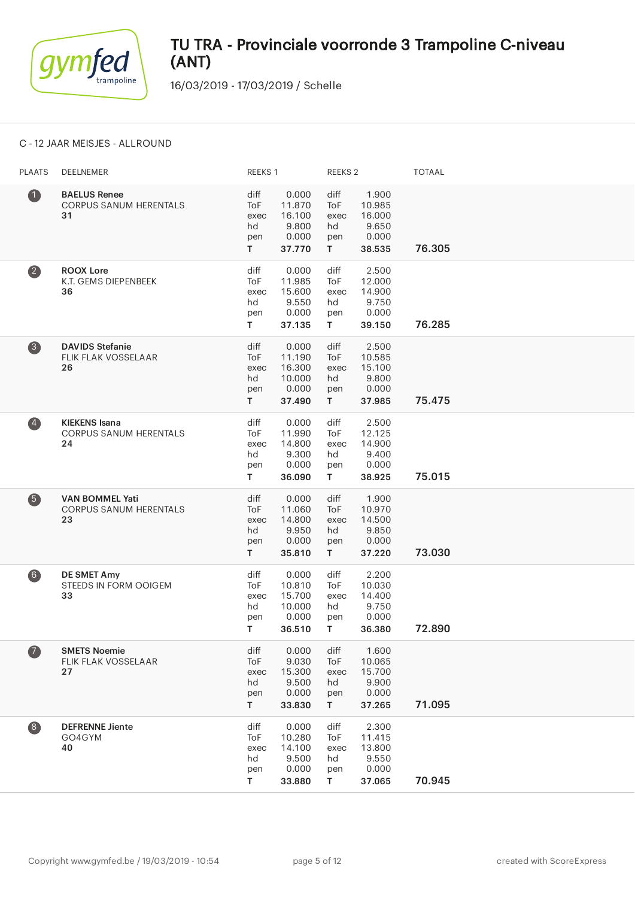# TU TRA - Provinciale voorronde 3 Trampoline C-niveau (ANT)

16/03/2019 - 17/03/2019 / Schelle

C - 12 JAAR MEISJES - ALLROUND

| PLAATS | DEELNEMER | REEKS 1 | | REEKS 2 | | TOTAAL |
|---|---|---|---|---|---|---|
| 1 | **BAELUS Renee**<br>CORPUS SANUM HERENTALS<br>**31** | diff<br>ToF<br>exec<br>hd<br>pen<br>**T** | 0.000<br>11.870<br>16.100<br>9.800<br>0.000<br>**37.770** | diff<br>ToF<br>exec<br>hd<br>pen<br>**T** | 1.900<br>10.985<br>16.000<br>9.650<br>0.000<br>**38.535** | **76.305** |
| 2 | **ROOX Lore**<br>K.T. GEMS DIEPENBEEK<br>**36** | diff<br>ToF<br>exec<br>hd<br>pen<br>**T** | 0.000<br>11.985<br>15.600<br>9.550<br>0.000<br>**37.135** | diff<br>ToF<br>exec<br>hd<br>pen<br>**T** | 2.500<br>12.000<br>14.900<br>9.750<br>0.000<br>**39.150** | **76.285** |
| 3 | **DAVIDS Stefanie**<br>FLIK FLAK VOSSELAAR<br>**26** | diff<br>ToF<br>exec<br>hd<br>pen<br>**T** | 0.000<br>11.190<br>16.300<br>10.000<br>0.000<br>**37.490** | diff<br>ToF<br>exec<br>hd<br>pen<br>**T** | 2.500<br>10.585<br>15.100<br>9.800<br>0.000<br>**37.985** | **75.475** |
| 4 | **KIEKENS Isana**<br>CORPUS SANUM HERENTALS<br>**24** | diff<br>ToF<br>exec<br>hd<br>pen<br>**T** | 0.000<br>11.990<br>14.800<br>9.300<br>0.000<br>**36.090** | diff<br>ToF<br>exec<br>hd<br>pen<br>**T** | 2.500<br>12.125<br>14.900<br>9.400<br>0.000<br>**38.925** | **75.015** |
| 5 | **VAN BOMMEL Yati**<br>CORPUS SANUM HERENTALS<br>**23** | diff<br>ToF<br>exec<br>hd<br>pen<br>**T** | 0.000<br>11.060<br>14.800<br>9.950<br>0.000<br>**35.810** | diff<br>ToF<br>exec<br>hd<br>pen<br>**T** | 1.900<br>10.970<br>14.500<br>9.850<br>0.000<br>**37.220** | **73.030** |
| 6 | **DE SMET Amy**<br>STEEDS IN FORM OOIGEM<br>**33** | diff<br>ToF<br>exec<br>hd<br>pen<br>**T** | 0.000<br>10.810<br>15.700<br>10.000<br>0.000<br>**36.510** | diff<br>ToF<br>exec<br>hd<br>pen<br>**T** | 2.200<br>10.030<br>14.400<br>9.750<br>0.000<br>**36.380** | **72.890** |
| 7 | **SMETS Noemie**<br>FLIK FLAK VOSSELAAR<br>**27** | diff<br>ToF<br>exec<br>hd<br>pen<br>**T** | 0.000<br>9.030<br>15.300<br>9.500<br>0.000<br>**33.830** | diff<br>ToF<br>exec<br>hd<br>pen<br>**T** | 1.600<br>10.065<br>15.700<br>9.900<br>0.000<br>**37.265** | **71.095** |
| 8 | **DEFRENNE Jiente**<br>GO4GYM<br>**40** | diff<br>ToF<br>exec<br>hd<br>pen<br>**T** | 0.000<br>10.280<br>14.100<br>9.500<br>0.000<br>**33.880** | diff<br>ToF<br>exec<br>hd<br>pen<br>**T** | 2.300<br>11.415<br>13.800<br>9.550<br>0.000<br>**37.065** | **70.945** |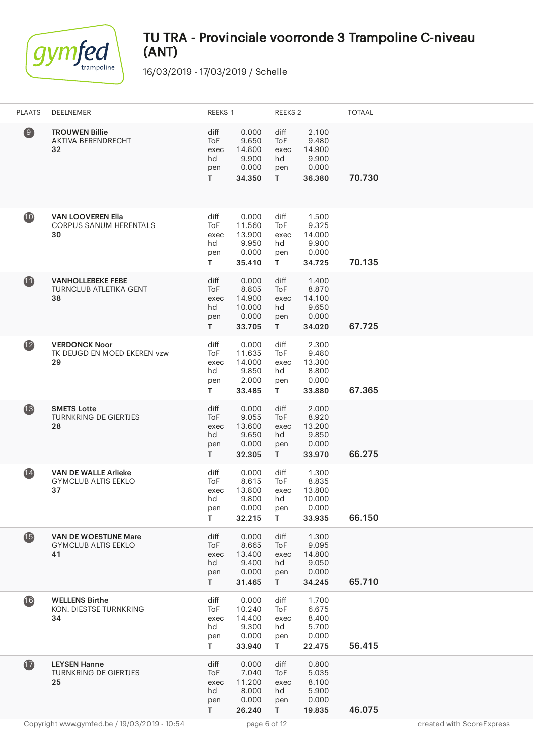# TU TRA - Provinciale voorronde 3 Trampoline C-niveau (ANT)

16/03/2019 - 17/03/2019 / Schelle

| PLAATS | DEELNEMER | REEKS 1 | | REEKS 2 | | TOTAAL |
|---|---|---|---|---|---|---|
| 9 | **TROUWEN Billie**<br>AKTIVA BERENDRECHT<br>**32** | diff<br>ToF<br>exec<br>hd<br>pen<br>**T** | 0.000<br>9.650<br>14.800<br>9.900<br>0.000<br>**34.350** | diff<br>ToF<br>exec<br>hd<br>pen<br>**T** | 2.100<br>9.480<br>14.900<br>9.900<br>0.000<br>**36.380** | **70.730** |
| 10 | **VAN LOOVEREN Ella**<br>CORPUS SANUM HERENTALS<br>**30** | diff<br>ToF<br>exec<br>hd<br>pen<br>**T** | 0.000<br>11.560<br>13.900<br>9.950<br>0.000<br>**35.410** | diff<br>ToF<br>exec<br>hd<br>pen<br>**T** | 1.500<br>9.325<br>14.000<br>9.900<br>0.000<br>**34.725** | **70.135** |
| 11 | **VANHOLLEBEKE FEBE**<br>TURNCLUB ATLETIKA GENT<br>**38** | diff<br>ToF<br>exec<br>hd<br>pen<br>**T** | 0.000<br>8.805<br>14.900<br>10.000<br>0.000<br>**33.705** | diff<br>ToF<br>exec<br>hd<br>pen<br>**T** | 1.400<br>8.870<br>14.100<br>9.650<br>0.000<br>**34.020** | **67.725** |
| 12 | **VERDONCK Noor**<br>TK DEUGD EN MOED EKEREN vzw<br>**29** | diff<br>ToF<br>exec<br>hd<br>pen<br>**T** | 0.000<br>11.635<br>14.000<br>9.850<br>2.000<br>**33.485** | diff<br>ToF<br>exec<br>hd<br>pen<br>**T** | 2.300<br>9.480<br>13.300<br>8.800<br>0.000<br>**33.880** | **67.365** |
| 13 | **SMETS Lotte**<br>TURNKRING DE GIERTJES<br>**28** | diff<br>ToF<br>exec<br>hd<br>pen<br>**T** | 0.000<br>9.055<br>13.600<br>9.650<br>0.000<br>**32.305** | diff<br>ToF<br>exec<br>hd<br>pen<br>**T** | 2.000<br>8.920<br>13.200<br>9.850<br>0.000<br>**33.970** | **66.275** |
| 14 | **VAN DE WALLE Arlieke**<br>GYMCLUB ALTIS EEKLO<br>**37** | diff<br>ToF<br>exec<br>hd<br>pen<br>**T** | 0.000<br>8.615<br>13.800<br>9.800<br>0.000<br>**32.215** | diff<br>ToF<br>exec<br>hd<br>pen<br>**T** | 1.300<br>8.835<br>13.800<br>10.000<br>0.000<br>**33.935** | **66.150** |
| 15 | **VAN DE WOESTIJNE Mare**<br>GYMCLUB ALTIS EEKLO<br>**41** | diff<br>ToF<br>exec<br>hd<br>pen<br>**T** | 0.000<br>8.665<br>13.400<br>9.400<br>0.000<br>**31.465** | diff<br>ToF<br>exec<br>hd<br>pen<br>**T** | 1.300<br>9.095<br>14.800<br>9.050<br>0.000<br>**34.245** | **65.710** |
| 16 | **WELLENS Birthe**<br>KON. DIESTSE TURNKRING<br>**34** | diff<br>ToF<br>exec<br>hd<br>pen<br>**T** | 0.000<br>10.240<br>14.400<br>9.300<br>0.000<br>**33.940** | diff<br>ToF<br>exec<br>hd<br>pen<br>**T** | 1.700<br>6.675<br>8.400<br>5.700<br>0.000<br>**22.475** | **56.415** |
| 17 | **LEYSEN Hanne**<br>TURNKRING DE GIERTJES<br>**25** | diff<br>ToF<br>exec<br>hd<br>pen<br>**T** | 0.000<br>7.040<br>11.200<br>8.000<br>0.000<br>**26.240** | diff<br>ToF<br>exec<br>hd<br>pen<br>**T** | 0.800<br>5.035<br>8.100<br>5.900<br>0.000<br>**19.835** | **46.075** |

Copyright www.gymfed.be / 19/03/2019 - 10:54 created with ScoreExpress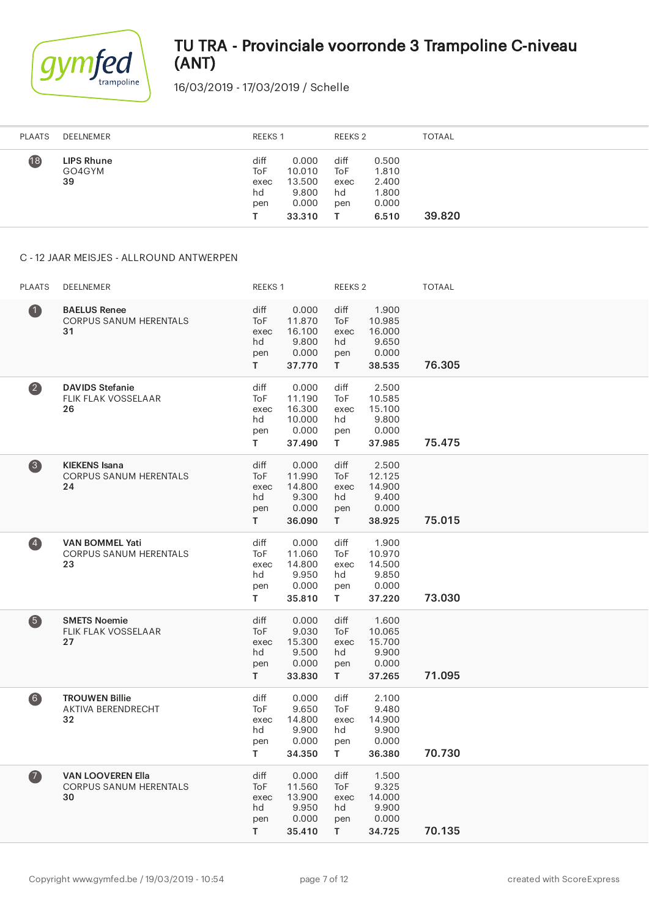# TU TRA - Provinciale voorronde 3 Trampoline C-niveau (ANT)

16/03/2019 - 17/03/2019 / Schelle

| PLAATS | DEELNEMER | REEKS 1 | | REEKS 2 | | TOTAAL |
|---|---|---|---|---|---|---|
| 18 | **LIPS Rhune**<br>GO4GYM<br>**39** | diff<br>ToF<br>exec<br>hd<br>pen<br>**T** | 0.000<br>10.010<br>13.500<br>9.800<br>0.000<br>**33.310** | diff<br>ToF<br>exec<br>hd<br>pen<br>**T** | 0.500<br>1.810<br>2.400<br>1.800<br>0.000<br>**6.510** | **39.820** |

## C - 12 JAAR MEISJES - ALLROUND ANTWERPEN

| PLAATS | DEELNEMER | REEKS 1 | | REEKS 2 | | TOTAAL |
|---|---|---|---|---|---|---|
| 1 | **BAELUS Renee**<br>CORPUS SANUM HERENTALS<br>**31** | diff<br>ToF<br>exec<br>hd<br>pen<br>**T** | 0.000<br>11.870<br>16.100<br>9.800<br>0.000<br>**37.770** | diff<br>ToF<br>exec<br>hd<br>pen<br>**T** | 1.900<br>10.985<br>16.000<br>9.650<br>0.000<br>**38.535** | **76.305** |
| 2 | **DAVIDS Stefanie**<br>FLIK FLAK VOSSELAAR<br>**26** | diff<br>ToF<br>exec<br>hd<br>pen<br>**T** | 0.000<br>11.190<br>16.300<br>10.000<br>0.000<br>**37.490** | diff<br>ToF<br>exec<br>hd<br>pen<br>**T** | 2.500<br>10.585<br>15.100<br>9.800<br>0.000<br>**37.985** | **75.475** |
| 3 | **KIEKENS Isana**<br>CORPUS SANUM HERENTALS<br>**24** | diff<br>ToF<br>exec<br>hd<br>pen<br>**T** | 0.000<br>11.990<br>14.800<br>9.300<br>0.000<br>**36.090** | diff<br>ToF<br>exec<br>hd<br>pen<br>**T** | 2.500<br>12.125<br>14.900<br>9.400<br>0.000<br>**38.925** | **75.015** |
| 4 | **VAN BOMMEL Yati**<br>CORPUS SANUM HERENTALS<br>**23** | diff<br>ToF<br>exec<br>hd<br>pen<br>**T** | 0.000<br>11.060<br>14.800<br>9.950<br>0.000<br>**35.810** | diff<br>ToF<br>exec<br>hd<br>pen<br>**T** | 1.900<br>10.970<br>14.500<br>9.850<br>0.000<br>**37.220** | **73.030** |
| 5 | **SMETS Noemie**<br>FLIK FLAK VOSSELAAR<br>**27** | diff<br>ToF<br>exec<br>hd<br>pen<br>**T** | 0.000<br>9.030<br>15.300<br>9.500<br>0.000<br>**33.830** | diff<br>ToF<br>exec<br>hd<br>pen<br>**T** | 1.600<br>10.065<br>15.700<br>9.900<br>0.000<br>**37.265** | **71.095** |
| 6 | **TROUWEN Billie**<br>AKTIVA BERENDRECHT<br>**32** | diff<br>ToF<br>exec<br>hd<br>pen<br>**T** | 0.000<br>9.650<br>14.800<br>9.900<br>0.000<br>**34.350** | diff<br>ToF<br>exec<br>hd<br>pen<br>**T** | 2.100<br>9.480<br>14.900<br>9.900<br>0.000<br>**36.380** | **70.730** |
| 7 | **VAN LOOVEREN Ella**<br>CORPUS SANUM HERENTALS<br>**30** | diff<br>ToF<br>exec<br>hd<br>pen<br>**T** | 0.000<br>11.560<br>13.900<br>9.950<br>0.000<br>**35.410** | diff<br>ToF<br>exec<br>hd<br>pen<br>**T** | 1.500<br>9.325<br>14.000<br>9.900<br>0.000<br>**34.725** | **70.135** |

Copyright www.gymfed.be / 19/03/2019 - 10:54 created with ScoreExpress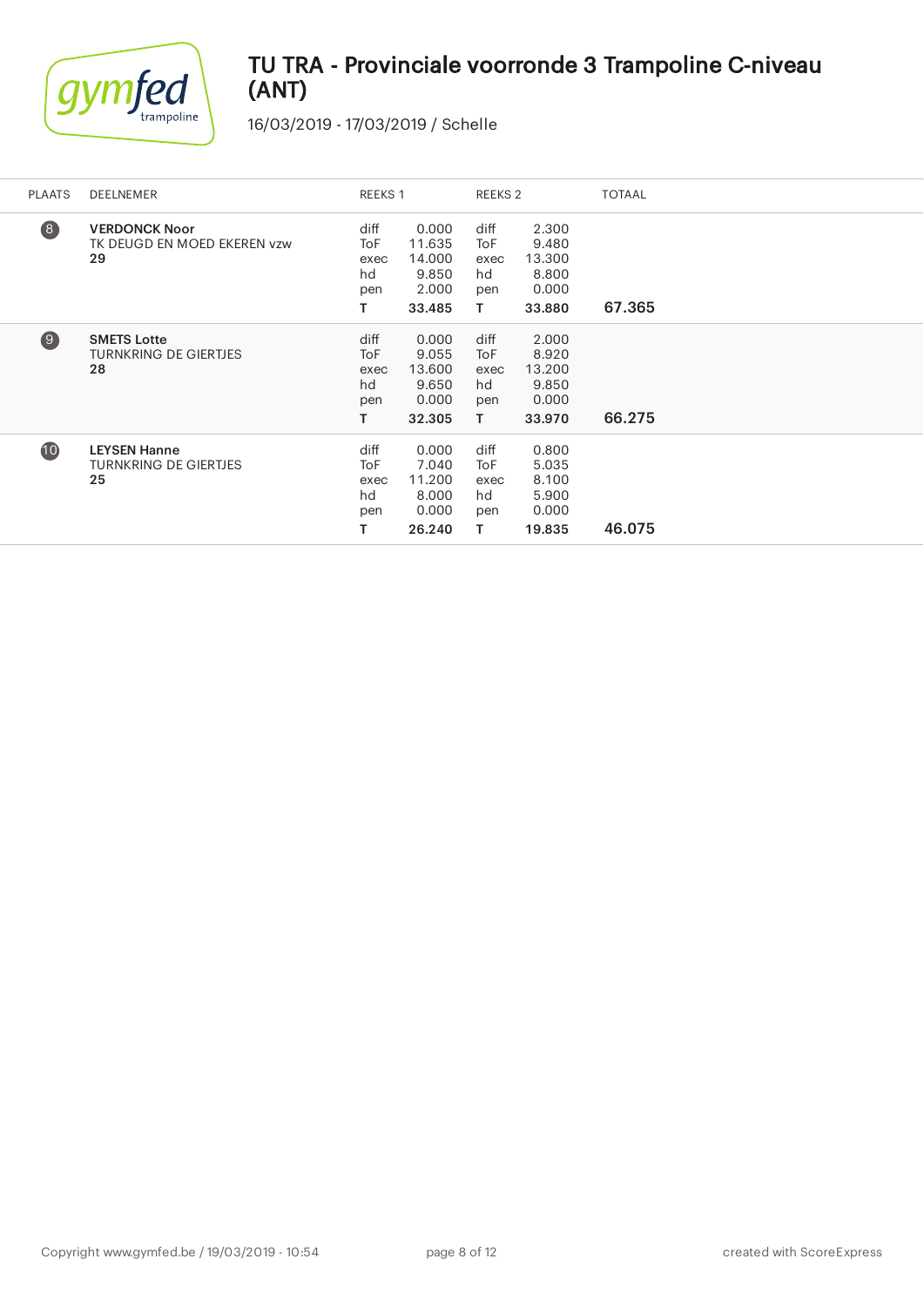# TU TRA - Provinciale voorronde 3 Trampoline C-niveau (ANT)

16/03/2019 - 17/03/2019 / Schelle

| PLAATS | DEELNEMER | REEKS 1 | | REEKS 2 | | TOTAAL |
|---|---|---|---|---|---|---|
| 8 | **VERDONCK Noor**<br>TK DEUGD EN MOED EKEREN vzw<br>**29** | diff<br>ToF<br>exec<br>hd<br>pen<br>**T** | 0.000<br>11.635<br>14.000<br>9.850<br>2.000<br>**33.485** | diff<br>ToF<br>exec<br>hd<br>pen<br>**T** | 2.300<br>9.480<br>13.300<br>8.800<br>0.000<br>**33.880** | **67.365** |
| 9 | **SMETS Lotte**<br>TURNKRING DE GIERTJES<br>**28** | diff<br>ToF<br>exec<br>hd<br>pen<br>**T** | 0.000<br>9.055<br>13.600<br>9.650<br>0.000<br>**32.305** | diff<br>ToF<br>exec<br>hd<br>pen<br>**T** | 2.000<br>8.920<br>13.200<br>9.850<br>0.000<br>**33.970** | **66.275** |
| 10 | **LEYSEN Hanne**<br>TURNKRING DE GIERTJES<br>**25** | diff<br>ToF<br>exec<br>hd<br>pen<br>**T** | 0.000<br>7.040<br>11.200<br>8.000<br>0.000<br>**26.240** | diff<br>ToF<br>exec<br>hd<br>pen<br>**T** | 0.800<br>5.035<br>8.100<br>5.900<br>0.000<br>**19.835** | **46.075** |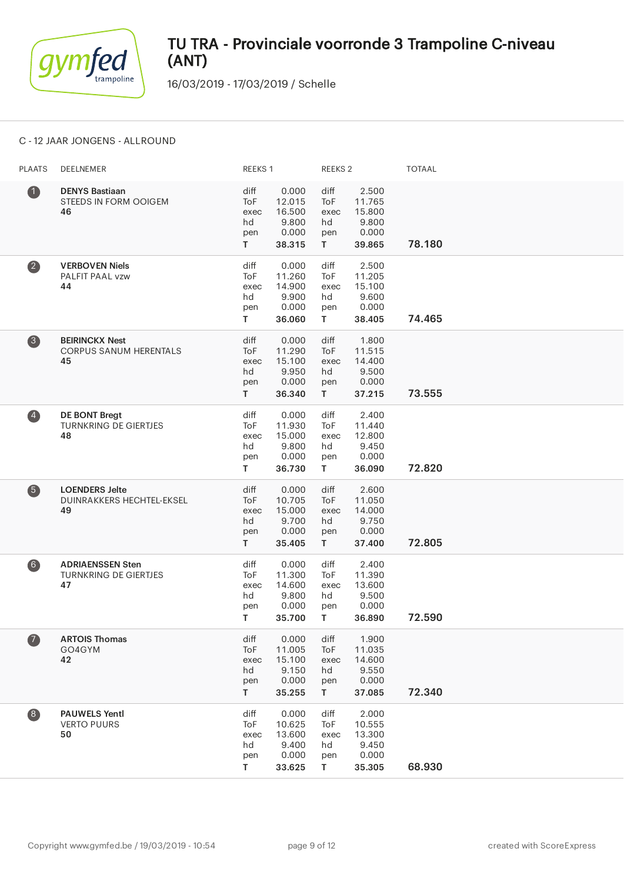# TU TRA - Provinciale voorronde 3 Trampoline C-niveau (ANT)

16/03/2019 - 17/03/2019 / Schelle

C - 12 JAAR JONGENS - ALLROUND

| PLAATS | DEELNEMER | REEKS 1 | | REEKS 2 | | TOTAAL |
|---|---|---|---|---|---|---|
| 1 | **DENYS Bastiaan**<br>STEEDS IN FORM OOIGEM<br>**46** | diff<br>ToF<br>exec<br>hd<br>pen<br>**T** | 0.000<br>12.015<br>16.500<br>9.800<br>0.000<br>**38.315** | diff<br>ToF<br>exec<br>hd<br>pen<br>**T** | 2.500<br>11.765<br>15.800<br>9.800<br>0.000<br>**39.865** | **78.180** |
| 2 | **VERBOVEN Niels**<br>PALFIT PAAL vzw<br>**44** | diff<br>ToF<br>exec<br>hd<br>pen<br>**T** | 0.000<br>11.260<br>14.900<br>9.900<br>0.000<br>**36.060** | diff<br>ToF<br>exec<br>hd<br>pen<br>**T** | 2.500<br>11.205<br>15.100<br>9.600<br>0.000<br>**38.405** | **74.465** |
| 3 | **BEIRINCKX Nest**<br>CORPUS SANUM HERENTALS<br>**45** | diff<br>ToF<br>exec<br>hd<br>pen<br>**T** | 0.000<br>11.290<br>15.100<br>9.950<br>0.000<br>**36.340** | diff<br>ToF<br>exec<br>hd<br>pen<br>**T** | 1.800<br>11.515<br>14.400<br>9.500<br>0.000<br>**37.215** | **73.555** |
| 4 | **DE BONT Bregt**<br>TURNKRING DE GIERTJES<br>**48** | diff<br>ToF<br>exec<br>hd<br>pen<br>**T** | 0.000<br>11.930<br>15.000<br>9.800<br>0.000<br>**36.730** | diff<br>ToF<br>exec<br>hd<br>pen<br>**T** | 2.400<br>11.440<br>12.800<br>9.450<br>0.000<br>**36.090** | **72.820** |
| 5 | **LOENDERS Jelte**<br>DUINRAKKERS HECHTEL-EKSEL<br>**49** | diff<br>ToF<br>exec<br>hd<br>pen<br>**T** | 0.000<br>10.705<br>15.000<br>9.700<br>0.000<br>**35.405** | diff<br>ToF<br>exec<br>hd<br>pen<br>**T** | 2.600<br>11.050<br>14.000<br>9.750<br>0.000<br>**37.400** | **72.805** |
| 6 | **ADRIAENSSEN Sten**<br>TURNKRING DE GIERTJES<br>**47** | diff<br>ToF<br>exec<br>hd<br>pen<br>**T** | 0.000<br>11.300<br>14.600<br>9.800<br>0.000<br>**35.700** | diff<br>ToF<br>exec<br>hd<br>pen<br>**T** | 2.400<br>11.390<br>13.600<br>9.500<br>0.000<br>**36.890** | **72.590** |
| 7 | **ARTOIS Thomas**<br>GO4GYM<br>**42** | diff<br>ToF<br>exec<br>hd<br>pen<br>**T** | 0.000<br>11.005<br>15.100<br>9.150<br>0.000<br>**35.255** | diff<br>ToF<br>exec<br>hd<br>pen<br>**T** | 1.900<br>11.035<br>14.600<br>9.550<br>0.000<br>**37.085** | **72.340** |
| 8 | **PAUWELS Yentl**<br>VERTO PUURS<br>**50** | diff<br>ToF<br>exec<br>hd<br>pen<br>**T** | 0.000<br>10.625<br>13.600<br>9.400<br>0.000<br>**33.625** | diff<br>ToF<br>exec<br>hd<br>pen<br>**T** | 2.000<br>10.555<br>13.300<br>9.450<br>0.000<br>**35.305** | **68.930** |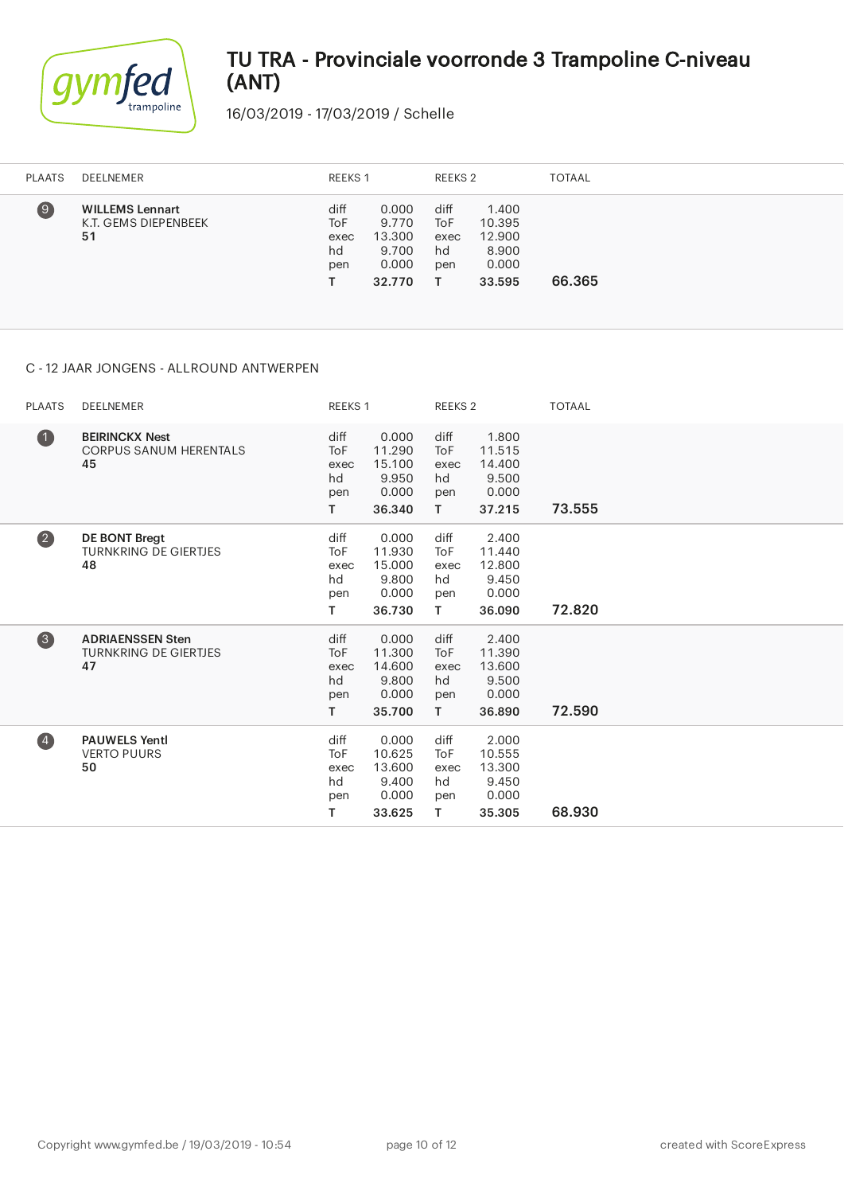# TU TRA - Provinciale voorronde 3 Trampoline C-niveau (ANT)

16/03/2019 - 17/03/2019 / Schelle

| PLAATS | DEELNEMER | REEKS 1 | | REEKS 2 | | TOTAAL |
|---|---|---|---|---|---|---|
| 9 | **WILLEMS Lennart**<br>K.T. GEMS DIEPENBEEK<br>**51** | diff<br>ToF<br>exec<br>hd<br>pen<br>**T** | 0.000<br>9.770<br>13.300<br>9.700<br>0.000<br>**32.770** | diff<br>ToF<br>exec<br>hd<br>pen<br>**T** | 1.400<br>10.395<br>12.900<br>8.900<br>0.000<br>**33.595** | **66.365** |

## C - 12 JAAR JONGENS - ALLROUND ANTWERPEN

| PLAATS | DEELNEMER | REEKS 1 | | REEKS 2 | | TOTAAL |
|---|---|---|---|---|---|---|
| 1 | **BEIRINCKX Nest**<br>CORPUS SANUM HERENTALS<br>**45** | diff<br>ToF<br>exec<br>hd<br>pen<br>**T** | 0.000<br>11.290<br>15.100<br>9.950<br>0.000<br>**36.340** | diff<br>ToF<br>exec<br>hd<br>pen<br>**T** | 1.800<br>11.515<br>14.400<br>9.500<br>0.000<br>**37.215** | **73.555** |
| 2 | **DE BONT Bregt**<br>TURNKRING DE GIERTJES<br>**48** | diff<br>ToF<br>exec<br>hd<br>pen<br>**T** | 0.000<br>11.930<br>15.000<br>9.800<br>0.000<br>**36.730** | diff<br>ToF<br>exec<br>hd<br>pen<br>**T** | 2.400<br>11.440<br>12.800<br>9.450<br>0.000<br>**36.090** | **72.820** |
| 3 | **ADRIAENSSEN Sten**<br>TURNKRING DE GIERTJES<br>**47** | diff<br>ToF<br>exec<br>hd<br>pen<br>**T** | 0.000<br>11.300<br>14.600<br>9.800<br>0.000<br>**35.700** | diff<br>ToF<br>exec<br>hd<br>pen<br>**T** | 2.400<br>11.390<br>13.600<br>9.500<br>0.000<br>**36.890** | **72.590** |
| 4 | **PAUWELS Yentl**<br>VERTO PUURS<br>**50** | diff<br>ToF<br>exec<br>hd<br>pen<br>**T** | 0.000<br>10.625<br>13.600<br>9.400<br>0.000<br>**33.625** | diff<br>ToF<br>exec<br>hd<br>pen<br>**T** | 2.000<br>10.555<br>13.300<br>9.450<br>0.000<br>**35.305** | **68.930** |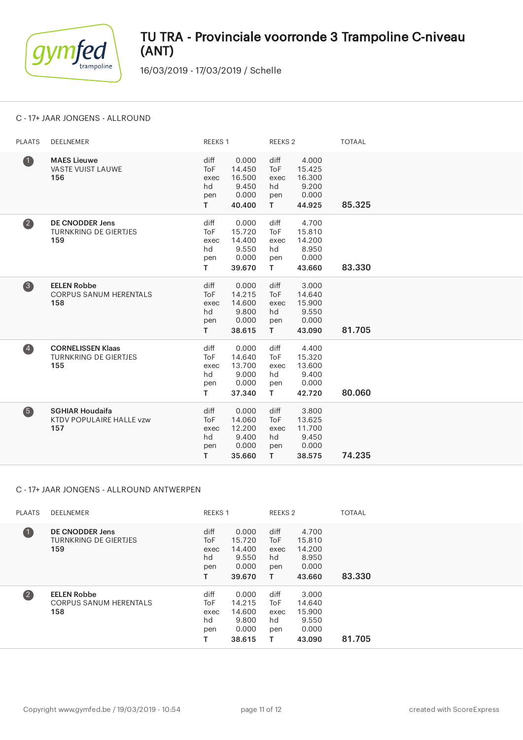# TU TRA - Provinciale voorronde 3 Trampoline C-niveau (ANT)

16/03/2019 - 17/03/2019 / Schelle

## C - 17+ JAAR JONGENS - ALLROUND

| PLAATS | DEELNEMER | REEKS 1 | | REEKS 2 | | TOTAAL |
|---|---|---|---|---|---|---|
| 1 | **MAES Lieuwe**<br>VASTE VUIST LAUWE<br>**156** | diff<br>ToF<br>exec<br>hd<br>pen<br>**T** | 0.000<br>14.450<br>16.500<br>9.450<br>0.000<br>**40.400** | diff<br>ToF<br>exec<br>hd<br>pen<br>**T** | 4.000<br>15.425<br>16.300<br>9.200<br>0.000<br>**44.925** | **85.325** |
| 2 | **DE CNODDER Jens**<br>TURNKRING DE GIERTJES<br>**159** | diff<br>ToF<br>exec<br>hd<br>pen<br>**T** | 0.000<br>15.720<br>14.400<br>9.550<br>0.000<br>**39.670** | diff<br>ToF<br>exec<br>hd<br>pen<br>**T** | 4.700<br>15.810<br>14.200<br>8.950<br>0.000<br>**43.660** | **83.330** |
| 3 | **EELEN Robbe**<br>CORPUS SANUM HERENTALS<br>**158** | diff<br>ToF<br>exec<br>hd<br>pen<br>**T** | 0.000<br>14.215<br>14.600<br>9.800<br>0.000<br>**38.615** | diff<br>ToF<br>exec<br>hd<br>pen<br>**T** | 3.000<br>14.640<br>15.900<br>9.550<br>0.000<br>**43.090** | **81.705** |
| 4 | **CORNELISSEN Klaas**<br>TURNKRING DE GIERTJES<br>**155** | diff<br>ToF<br>exec<br>hd<br>pen<br>**T** | 0.000<br>14.640<br>13.700<br>9.000<br>0.000<br>**37.340** | diff<br>ToF<br>exec<br>hd<br>pen<br>**T** | 4.400<br>15.320<br>13.600<br>9.400<br>0.000<br>**42.720** | **80.060** |
| 5 | **SGHIAR Houdaifa**<br>KTDV POPULAIRE HALLE vzw<br>**157** | diff<br>ToF<br>exec<br>hd<br>pen<br>**T** | 0.000<br>14.060<br>12.200<br>9.400<br>0.000<br>**35.660** | diff<br>ToF<br>exec<br>hd<br>pen<br>**T** | 3.800<br>13.625<br>11.700<br>9.450<br>0.000<br>**38.575** | **74.235** |

## C - 17+ JAAR JONGENS - ALLROUND ANTWERPEN

| PLAATS | DEELNEMER | REEKS 1 | | REEKS 2 | | TOTAAL |
|---|---|---|---|---|---|---|
| 1 | **DE CNODDER Jens**<br>TURNKRING DE GIERTJES<br>**159** | diff<br>ToF<br>exec<br>hd<br>pen<br>**T** | 0.000<br>15.720<br>14.400<br>9.550<br>0.000<br>**39.670** | diff<br>ToF<br>exec<br>hd<br>pen<br>**T** | 4.700<br>15.810<br>14.200<br>8.950<br>0.000<br>**43.660** | **83.330** |
| 2 | **EELEN Robbe**<br>CORPUS SANUM HERENTALS<br>**158** | diff<br>ToF<br>exec<br>hd<br>pen<br>**T** | 0.000<br>14.215<br>14.600<br>9.800<br>0.000<br>**38.615** | diff<br>ToF<br>exec<br>hd<br>pen<br>**T** | 3.000<br>14.640<br>15.900<br>9.550<br>0.000<br>**43.090** | **81.705** |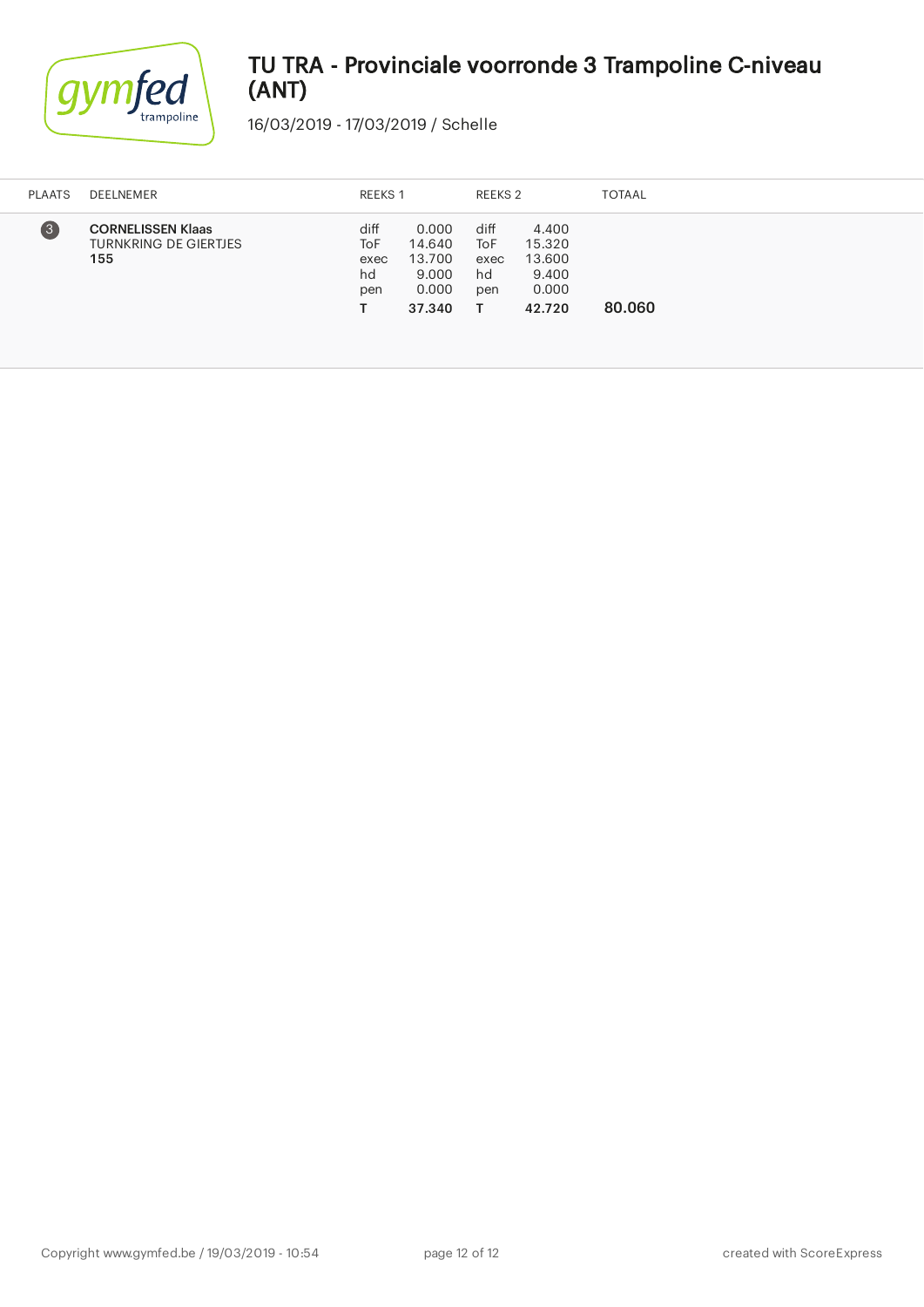# TU TRA - Provinciale voorronde 3 Trampoline C-niveau (ANT)

16/03/2019 - 17/03/2019 / Schelle

| PLAATS | DEELNEMER | REEKS 1 | | REEKS 2 | | TOTAAL |
|---|---|---|---|---|---|---|
| 3 | **CORNELISSEN Klaas**<br>TURNKRING DE GIERTJES<br>**155** | diff<br>ToF<br>exec<br>hd<br>pen<br>**T** | 0.000<br>14.640<br>13.700<br>9.000<br>0.000<br>**37.340** | diff<br>ToF<br>exec<br>hd<br>pen<br>**T** | 4.400<br>15.320<br>13.600<br>9.400<br>0.000<br>**42.720** | **80.060** |

Copyright www.gymfed.be / 19/03/2019 - 10:54 created with ScoreExpress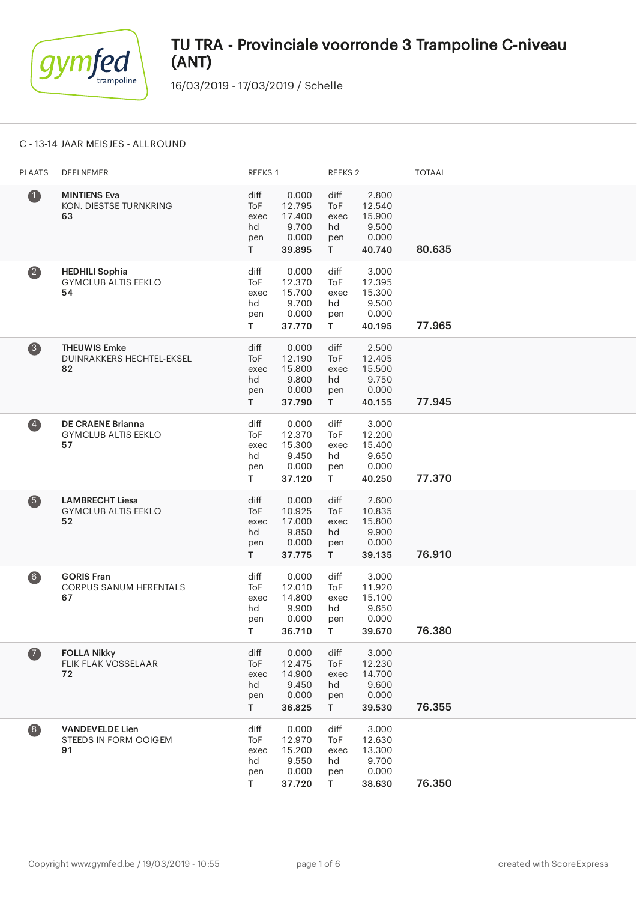# TU TRA - Provinciale voorronde 3 Trampoline C-niveau (ANT)

16/03/2019 - 17/03/2019 / Schelle

C - 13-14 JAAR MEISJES - ALLROUND

| PLAATS | DEELNEMER | REEKS 1 | | REEKS 2 | | TOTAAL |
|---|---|---|---|---|---|---|
| 1 | **MINTIENS Eva**<br>KON. DIESTSE TURNKRING<br>**63** | diff<br>ToF<br>exec<br>hd<br>pen<br>**T** | 0.000<br>12.795<br>17.400<br>9.700<br>0.000<br>**39.895** | diff<br>ToF<br>exec<br>hd<br>pen<br>**T** | 2.800<br>12.540<br>15.900<br>9.500<br>0.000<br>**40.740** | **80.635** |
| 2 | **HEDHILI Sophia**<br>GYMCLUB ALTIS EEKLO<br>**54** | diff<br>ToF<br>exec<br>hd<br>pen<br>**T** | 0.000<br>12.370<br>15.700<br>9.700<br>0.000<br>**37.770** | diff<br>ToF<br>exec<br>hd<br>pen<br>**T** | 3.000<br>12.395<br>15.300<br>9.500<br>0.000<br>**40.195** | **77.965** |
| 3 | **THEUWIS Emke**<br>DUINRAKKERS HECHTEL-EKSEL<br>**82** | diff<br>ToF<br>exec<br>hd<br>pen<br>**T** | 0.000<br>12.190<br>15.800<br>9.800<br>0.000<br>**37.790** | diff<br>ToF<br>exec<br>hd<br>pen<br>**T** | 2.500<br>12.405<br>15.500<br>9.750<br>0.000<br>**40.155** | **77.945** |
| 4 | **DE CRAENE Brianna**<br>GYMCLUB ALTIS EEKLO<br>**57** | diff<br>ToF<br>exec<br>hd<br>pen<br>**T** | 0.000<br>12.370<br>15.300<br>9.450<br>0.000<br>**37.120** | diff<br>ToF<br>exec<br>hd<br>pen<br>**T** | 3.000<br>12.200<br>15.400<br>9.650<br>0.000<br>**40.250** | **77.370** |
| 5 | **LAMBRECHT Liesa**<br>GYMCLUB ALTIS EEKLO<br>**52** | diff<br>ToF<br>exec<br>hd<br>pen<br>**T** | 0.000<br>10.925<br>17.000<br>9.850<br>0.000<br>**37.775** | diff<br>ToF<br>exec<br>hd<br>pen<br>**T** | 2.600<br>10.835<br>15.800<br>9.900<br>0.000<br>**39.135** | **76.910** |
| 6 | **GORIS Fran**<br>CORPUS SANUM HERENTALS<br>**67** | diff<br>ToF<br>exec<br>hd<br>pen<br>**T** | 0.000<br>12.010<br>14.800<br>9.900<br>0.000<br>**36.710** | diff<br>ToF<br>exec<br>hd<br>pen<br>**T** | 3.000<br>11.920<br>15.100<br>9.650<br>0.000<br>**39.670** | **76.380** |
| 7 | **FOLLA Nikky**<br>FLIK FLAK VOSSELAAR<br>**72** | diff<br>ToF<br>exec<br>hd<br>pen<br>**T** | 0.000<br>12.475<br>14.900<br>9.450<br>0.000<br>**36.825** | diff<br>ToF<br>exec<br>hd<br>pen<br>**T** | 3.000<br>12.230<br>14.700<br>9.600<br>0.000<br>**39.530** | **76.355** |
| 8 | **VANDEVELDE Lien**<br>STEEDS IN FORM OOIGEM<br>**91** | diff<br>ToF<br>exec<br>hd<br>pen<br>**T** | 0.000<br>12.970<br>15.200<br>9.550<br>0.000<br>**37.720** | diff<br>ToF<br>exec<br>hd<br>pen<br>**T** | 3.000<br>12.630<br>13.300<br>9.700<br>0.000<br>**38.630** | **76.350** |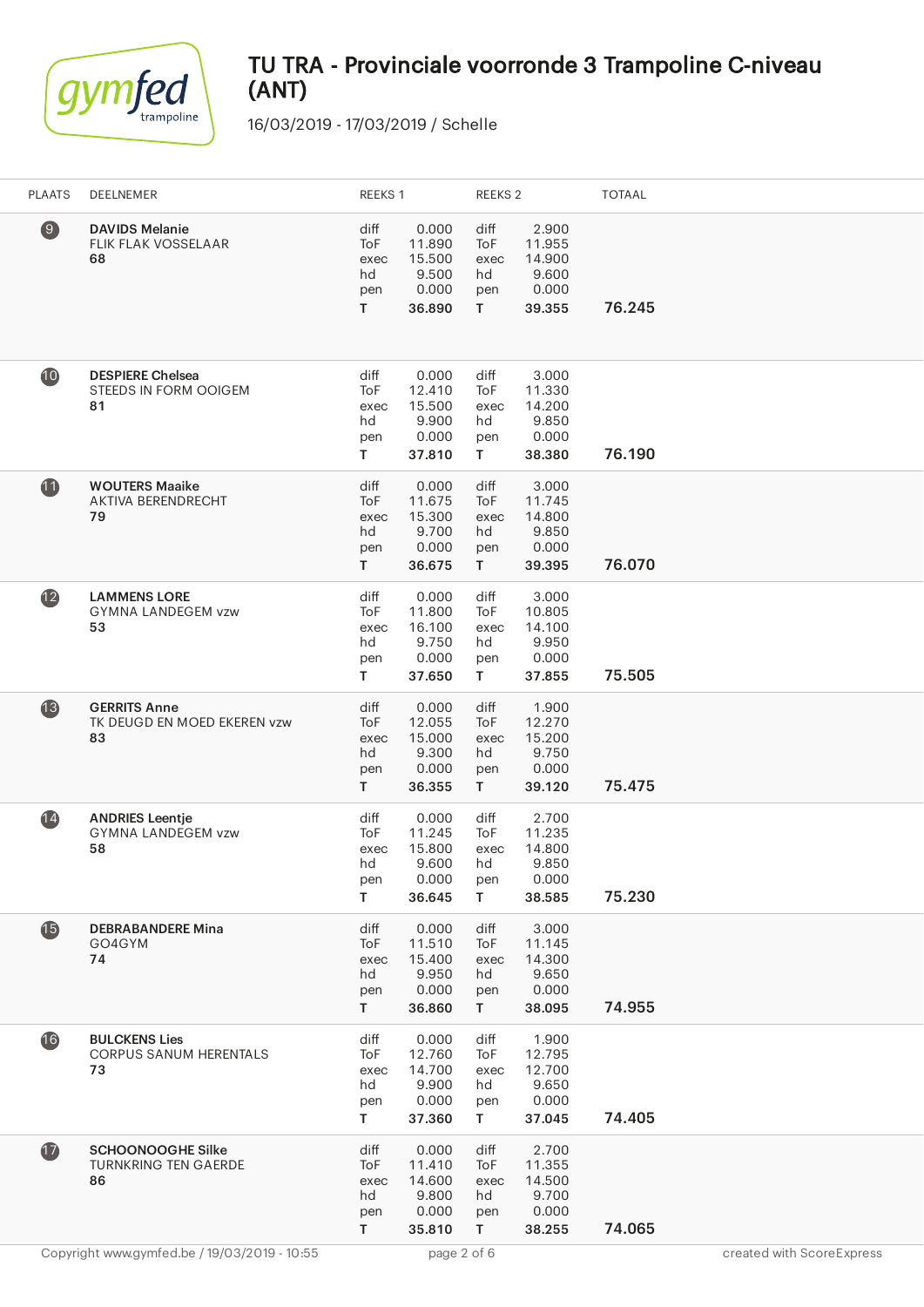# TU TRA - Provinciale voorronde 3 Trampoline C-niveau (ANT)

16/03/2019 - 17/03/2019 / Schelle

| PLAATS | DEELNEMER | REEKS 1 | | REEKS 2 | | TOTAAL |
|---|---|---|---|---|---|---|
| 9 | **DAVIDS Melanie**<br>FLIK FLAK VOSSELAAR<br>**68** | diff<br>ToF<br>exec<br>hd<br>pen<br>**T** | 0.000<br>11.890<br>15.500<br>9.500<br>0.000<br>**36.890** | diff<br>ToF<br>exec<br>hd<br>pen<br>**T** | 2.900<br>11.955<br>14.900<br>9.600<br>0.000<br>**39.355** | **76.245** |
| 10 | **DESPIERE Chelsea**<br>STEEDS IN FORM OOIGEM<br>**81** | diff<br>ToF<br>exec<br>hd<br>pen<br>**T** | 0.000<br>12.410<br>15.500<br>9.900<br>0.000<br>**37.810** | diff<br>ToF<br>exec<br>hd<br>pen<br>**T** | 3.000<br>11.330<br>14.200<br>9.850<br>0.000<br>**38.380** | **76.190** |
| 11 | **WOUTERS Maaike**<br>AKTIVA BERENDRECHT<br>**79** | diff<br>ToF<br>exec<br>hd<br>pen<br>**T** | 0.000<br>11.675<br>15.300<br>9.700<br>0.000<br>**36.675** | diff<br>ToF<br>exec<br>hd<br>pen<br>**T** | 3.000<br>11.745<br>14.800<br>9.850<br>0.000<br>**39.395** | **76.070** |
| 12 | **LAMMENS LORE**<br>GYMNA LANDEGEM vzw<br>**53** | diff<br>ToF<br>exec<br>hd<br>pen<br>**T** | 0.000<br>11.800<br>16.100<br>9.750<br>0.000<br>**37.650** | diff<br>ToF<br>exec<br>hd<br>pen<br>**T** | 3.000<br>10.805<br>14.100<br>9.950<br>0.000<br>**37.855** | **75.505** |
| 13 | **GERRITS Anne**<br>TK DEUGD EN MOED EKEREN vzw<br>**83** | diff<br>ToF<br>exec<br>hd<br>pen<br>**T** | 0.000<br>12.055<br>15.000<br>9.300<br>0.000<br>**36.355** | diff<br>ToF<br>exec<br>hd<br>pen<br>**T** | 1.900<br>12.270<br>15.200<br>9.750<br>0.000<br>**39.120** | **75.475** |
| 14 | **ANDRIES Leentje**<br>GYMNA LANDEGEM vzw<br>**58** | diff<br>ToF<br>exec<br>hd<br>pen<br>**T** | 0.000<br>11.245<br>15.800<br>9.600<br>0.000<br>**36.645** | diff<br>ToF<br>exec<br>hd<br>pen<br>**T** | 2.700<br>11.235<br>14.800<br>9.850<br>0.000<br>**38.585** | **75.230** |
| 15 | **DEBRABANDERE Mina**<br>GO4GYM<br>**74** | diff<br>ToF<br>exec<br>hd<br>pen<br>**T** | 0.000<br>11.510<br>15.400<br>9.950<br>0.000<br>**36.860** | diff<br>ToF<br>exec<br>hd<br>pen<br>**T** | 3.000<br>11.145<br>14.300<br>9.650<br>0.000<br>**38.095** | **74.955** |
| 16 | **BULCKENS Lies**<br>CORPUS SANUM HERENTALS<br>**73** | diff<br>ToF<br>exec<br>hd<br>pen<br>**T** | 0.000<br>12.760<br>14.700<br>9.900<br>0.000<br>**37.360** | diff<br>ToF<br>exec<br>hd<br>pen<br>**T** | 1.900<br>12.795<br>12.700<br>9.650<br>0.000<br>**37.045** | **74.405** |
| 17 | **SCHOONOOGHE Silke**<br>TURNKRING TEN GAERDE<br>**86** | diff<br>ToF<br>exec<br>hd<br>pen<br>**T** | 0.000<br>11.410<br>14.600<br>9.800<br>0.000<br>**35.810** | diff<br>ToF<br>exec<br>hd<br>pen<br>**T** | 2.700<br>11.355<br>14.500<br>9.700<br>0.000<br>**38.255** | **74.065** |

Copyright www.gymfed.be / 19/03/2019 - 10:55 — created with ScoreExpress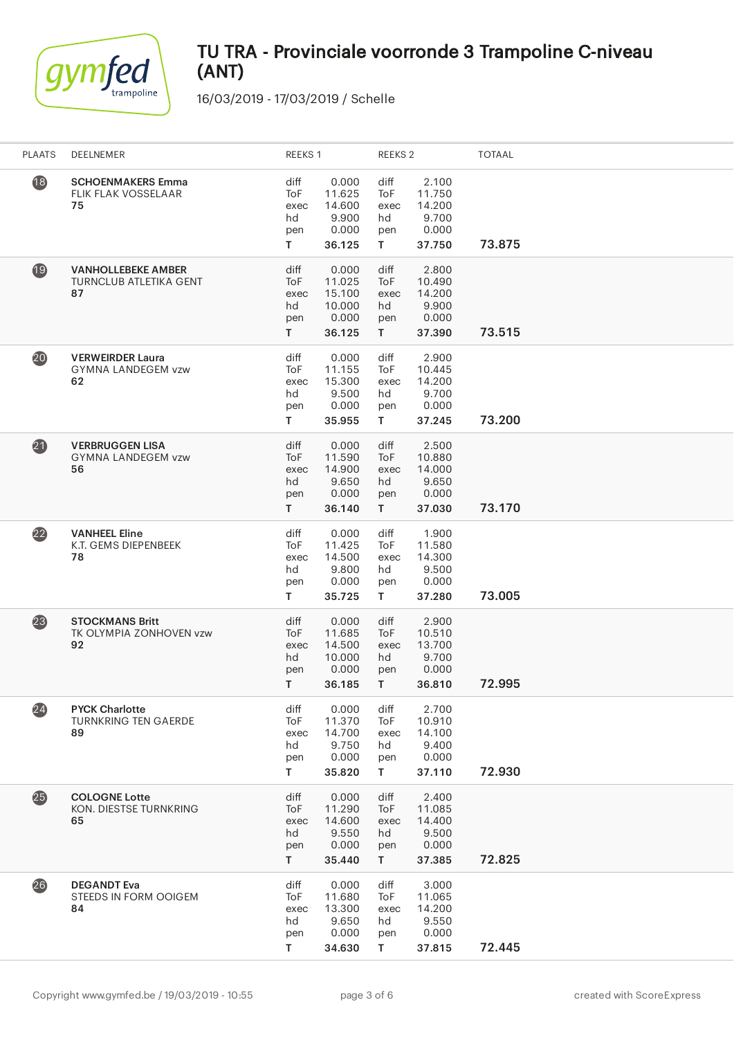# TU TRA - Provinciale voorronde 3 Trampoline C-niveau (ANT)

16/03/2019 - 17/03/2019 / Schelle

| PLAATS | DEELNEMER | REEKS 1 | | REEKS 2 | | TOTAAL |
|---|---|---|---|---|---|---|
| 18 | **SCHOENMAKERS Emma**<br>FLIK FLAK VOSSELAAR<br>**75** | diff<br>ToF<br>exec<br>hd<br>pen<br>**T** | 0.000<br>11.625<br>14.600<br>9.900<br>0.000<br>**36.125** | diff<br>ToF<br>exec<br>hd<br>pen<br>**T** | 2.100<br>11.750<br>14.200<br>9.700<br>0.000<br>**37.750** | **73.875** |
| 19 | **VANHOLLEBEKE AMBER**<br>TURNCLUB ATLETIKA GENT<br>**87** | diff<br>ToF<br>exec<br>hd<br>pen<br>**T** | 0.000<br>11.025<br>15.100<br>10.000<br>0.000<br>**36.125** | diff<br>ToF<br>exec<br>hd<br>pen<br>**T** | 2.800<br>10.490<br>14.200<br>9.900<br>0.000<br>**37.390** | **73.515** |
| 20 | **VERWEIRDER Laura**<br>GYMNA LANDEGEM vzw<br>**62** | diff<br>ToF<br>exec<br>hd<br>pen<br>**T** | 0.000<br>11.155<br>15.300<br>9.500<br>0.000<br>**35.955** | diff<br>ToF<br>exec<br>hd<br>pen<br>**T** | 2.900<br>10.445<br>14.200<br>9.700<br>0.000<br>**37.245** | **73.200** |
| 21 | **VERBRUGGEN LISA**<br>GYMNA LANDEGEM vzw<br>**56** | diff<br>ToF<br>exec<br>hd<br>pen<br>**T** | 0.000<br>11.590<br>14.900<br>9.650<br>0.000<br>**36.140** | diff<br>ToF<br>exec<br>hd<br>pen<br>**T** | 2.500<br>10.880<br>14.000<br>9.650<br>0.000<br>**37.030** | **73.170** |
| 22 | **VANHEEL Eline**<br>K.T. GEMS DIEPENBEEK<br>**78** | diff<br>ToF<br>exec<br>hd<br>pen<br>**T** | 0.000<br>11.425<br>14.500<br>9.800<br>0.000<br>**35.725** | diff<br>ToF<br>exec<br>hd<br>pen<br>**T** | 1.900<br>11.580<br>14.300<br>9.500<br>0.000<br>**37.280** | **73.005** |
| 23 | **STOCKMANS Britt**<br>TK OLYMPIA ZONHOVEN vzw<br>**92** | diff<br>ToF<br>exec<br>hd<br>pen<br>**T** | 0.000<br>11.685<br>14.500<br>10.000<br>0.000<br>**36.185** | diff<br>ToF<br>exec<br>hd<br>pen<br>**T** | 2.900<br>10.510<br>13.700<br>9.700<br>0.000<br>**36.810** | **72.995** |
| 24 | **PYCK Charlotte**<br>TURNKRING TEN GAERDE<br>**89** | diff<br>ToF<br>exec<br>hd<br>pen<br>**T** | 0.000<br>11.370<br>14.700<br>9.750<br>0.000<br>**35.820** | diff<br>ToF<br>exec<br>hd<br>pen<br>**T** | 2.700<br>10.910<br>14.100<br>9.400<br>0.000<br>**37.110** | **72.930** |
| 25 | **COLOGNE Lotte**<br>KON. DIESTSE TURNKRING<br>**65** | diff<br>ToF<br>exec<br>hd<br>pen<br>**T** | 0.000<br>11.290<br>14.600<br>9.550<br>0.000<br>**35.440** | diff<br>ToF<br>exec<br>hd<br>pen<br>**T** | 2.400<br>11.085<br>14.400<br>9.500<br>0.000<br>**37.385** | **72.825** |
| 26 | **DEGANDT Eva**<br>STEEDS IN FORM OOIGEM<br>**84** | diff<br>ToF<br>exec<br>hd<br>pen<br>**T** | 0.000<br>11.680<br>13.300<br>9.650<br>0.000<br>**34.630** | diff<br>ToF<br>exec<br>hd<br>pen<br>**T** | 3.000<br>11.065<br>14.200<br>9.550<br>0.000<br>**37.815** | **72.445** |

Copyright www.gymfed.be / 19/03/2019 - 10:55 created with ScoreExpress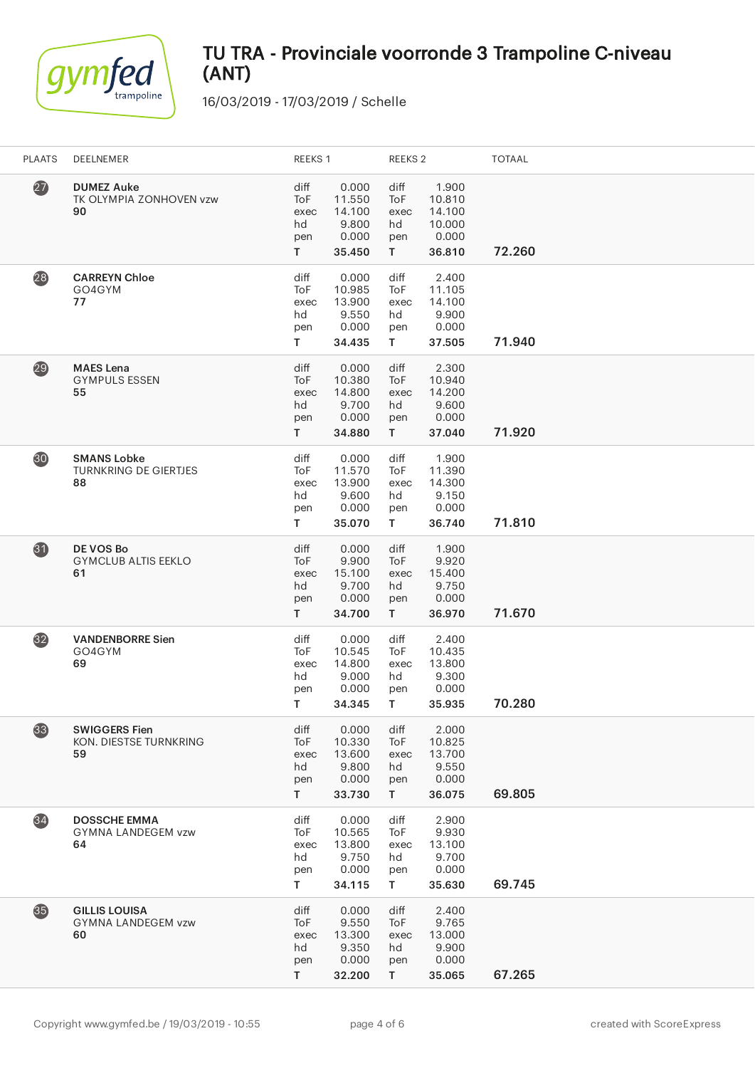# TU TRA - Provinciale voorronde 3 Trampoline C-niveau (ANT)

16/03/2019 - 17/03/2019 / Schelle

| PLAATS | DEELNEMER | REEKS 1 | | REEKS 2 | | TOTAAL |
|---|---|---|---|---|---|---|
| 27 | **DUMEZ Auke**<br>TK OLYMPIA ZONHOVEN vzw<br>**90** | diff<br>ToF<br>exec<br>hd<br>pen<br>**T** | 0.000<br>11.550<br>14.100<br>9.800<br>0.000<br>**35.450** | diff<br>ToF<br>exec<br>hd<br>pen<br>**T** | 1.900<br>10.810<br>14.100<br>10.000<br>0.000<br>**36.810** | **72.260** |
| 28 | **CARREYN Chloe**<br>GO4GYM<br>**77** | diff<br>ToF<br>exec<br>hd<br>pen<br>**T** | 0.000<br>10.985<br>13.900<br>9.550<br>0.000<br>**34.435** | diff<br>ToF<br>exec<br>hd<br>pen<br>**T** | 2.400<br>11.105<br>14.100<br>9.900<br>0.000<br>**37.505** | **71.940** |
| 29 | **MAES Lena**<br>GYMPULS ESSEN<br>**55** | diff<br>ToF<br>exec<br>hd<br>pen<br>**T** | 0.000<br>10.380<br>14.800<br>9.700<br>0.000<br>**34.880** | diff<br>ToF<br>exec<br>hd<br>pen<br>**T** | 2.300<br>10.940<br>14.200<br>9.600<br>0.000<br>**37.040** | **71.920** |
| 30 | **SMANS Lobke**<br>TURNKRING DE GIERTJES<br>**88** | diff<br>ToF<br>exec<br>hd<br>pen<br>**T** | 0.000<br>11.570<br>13.900<br>9.600<br>0.000<br>**35.070** | diff<br>ToF<br>exec<br>hd<br>pen<br>**T** | 1.900<br>11.390<br>14.300<br>9.150<br>0.000<br>**36.740** | **71.810** |
| 31 | **DE VOS Bo**<br>GYMCLUB ALTIS EEKLO<br>**61** | diff<br>ToF<br>exec<br>hd<br>pen<br>**T** | 0.000<br>9.900<br>15.100<br>9.700<br>0.000<br>**34.700** | diff<br>ToF<br>exec<br>hd<br>pen<br>**T** | 1.900<br>9.920<br>15.400<br>9.750<br>0.000<br>**36.970** | **71.670** |
| 32 | **VANDENBORRE Sien**<br>GO4GYM<br>**69** | diff<br>ToF<br>exec<br>hd<br>pen<br>**T** | 0.000<br>10.545<br>14.800<br>9.000<br>0.000<br>**34.345** | diff<br>ToF<br>exec<br>hd<br>pen<br>**T** | 2.400<br>10.435<br>13.800<br>9.300<br>0.000<br>**35.935** | **70.280** |
| 33 | **SWIGGERS Fien**<br>KON. DIESTSE TURNKRING<br>**59** | diff<br>ToF<br>exec<br>hd<br>pen<br>**T** | 0.000<br>10.330<br>13.600<br>9.800<br>0.000<br>**33.730** | diff<br>ToF<br>exec<br>hd<br>pen<br>**T** | 2.000<br>10.825<br>13.700<br>9.550<br>0.000<br>**36.075** | **69.805** |
| 34 | **DOSSCHE EMMA**<br>GYMNA LANDEGEM vzw<br>**64** | diff<br>ToF<br>exec<br>hd<br>pen<br>**T** | 0.000<br>10.565<br>13.800<br>9.750<br>0.000<br>**34.115** | diff<br>ToF<br>exec<br>hd<br>pen<br>**T** | 2.900<br>9.930<br>13.100<br>9.700<br>0.000<br>**35.630** | **69.745** |
| 35 | **GILLIS LOUISA**<br>GYMNA LANDEGEM vzw<br>**60** | diff<br>ToF<br>exec<br>hd<br>pen<br>**T** | 0.000<br>9.550<br>13.300<br>9.350<br>0.000<br>**32.200** | diff<br>ToF<br>exec<br>hd<br>pen<br>**T** | 2.400<br>9.765<br>13.000<br>9.900<br>0.000<br>**35.065** | **67.265** |

Copyright www.gymfed.be / 19/03/2019 - 10:55 created with ScoreExpress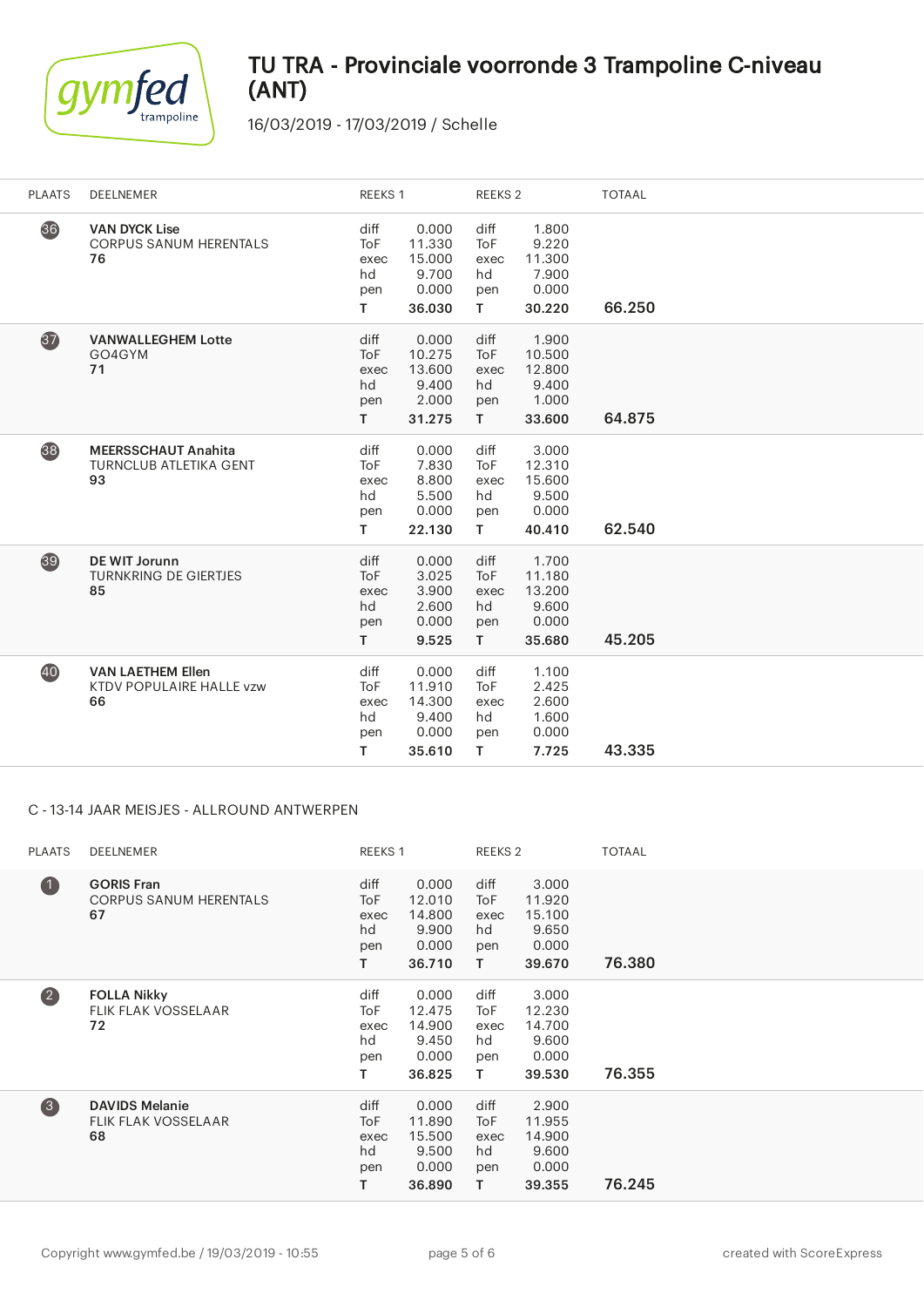# TU TRA - Provinciale voorronde 3 Trampoline C-niveau (ANT)

16/03/2019 - 17/03/2019 / Schelle

| PLAATS | DEELNEMER | REEKS 1 | | REEKS 2 | | TOTAAL |
|---|---|---|---|---|---|---|
| 36 | **VAN DYCK Lise**<br>CORPUS SANUM HERENTALS<br>**76** | diff<br>ToF<br>exec<br>hd<br>pen<br>**T** | 0.000<br>11.330<br>15.000<br>9.700<br>0.000<br>**36.030** | diff<br>ToF<br>exec<br>hd<br>pen<br>**T** | 1.800<br>9.220<br>11.300<br>7.900<br>0.000<br>**30.220** | **66.250** |
| 37 | **VANWALLEGHEM Lotte**<br>GO4GYM<br>**71** | diff<br>ToF<br>exec<br>hd<br>pen<br>**T** | 0.000<br>10.275<br>13.600<br>9.400<br>2.000<br>**31.275** | diff<br>ToF<br>exec<br>hd<br>pen<br>**T** | 1.900<br>10.500<br>12.800<br>9.400<br>1.000<br>**33.600** | **64.875** |
| 38 | **MEERSSCHAUT Anahita**<br>TURNCLUB ATLETIKA GENT<br>**93** | diff<br>ToF<br>exec<br>hd<br>pen<br>**T** | 0.000<br>7.830<br>8.800<br>5.500<br>0.000<br>**22.130** | diff<br>ToF<br>exec<br>hd<br>pen<br>**T** | 3.000<br>12.310<br>15.600<br>9.500<br>0.000<br>**40.410** | **62.540** |
| 39 | **DE WIT Jorunn**<br>TURNKRING DE GIERTJES<br>**85** | diff<br>ToF<br>exec<br>hd<br>pen<br>**T** | 0.000<br>3.025<br>3.900<br>2.600<br>0.000<br>**9.525** | diff<br>ToF<br>exec<br>hd<br>pen<br>**T** | 1.700<br>11.180<br>13.200<br>9.600<br>0.000<br>**35.680** | **45.205** |
| 40 | **VAN LAETHEM Ellen**<br>KTDV POPULAIRE HALLE vzw<br>**66** | diff<br>ToF<br>exec<br>hd<br>pen<br>**T** | 0.000<br>11.910<br>14.300<br>9.400<br>0.000<br>**35.610** | diff<br>ToF<br>exec<br>hd<br>pen<br>**T** | 1.100<br>2.425<br>2.600<br>1.600<br>0.000<br>**7.725** | **43.335** |

## C - 13-14 JAAR MEISJES - ALLROUND ANTWERPEN

| PLAATS | DEELNEMER | REEKS 1 | | REEKS 2 | | TOTAAL |
|---|---|---|---|---|---|---|
| 1 | **GORIS Fran**<br>CORPUS SANUM HERENTALS<br>**67** | diff<br>ToF<br>exec<br>hd<br>pen<br>**T** | 0.000<br>12.010<br>14.800<br>9.900<br>0.000<br>**36.710** | diff<br>ToF<br>exec<br>hd<br>pen<br>**T** | 3.000<br>11.920<br>15.100<br>9.650<br>0.000<br>**39.670** | **76.380** |
| 2 | **FOLLA Nikky**<br>FLIK FLAK VOSSELAAR<br>**72** | diff<br>ToF<br>exec<br>hd<br>pen<br>**T** | 0.000<br>12.475<br>14.900<br>9.450<br>0.000<br>**36.825** | diff<br>ToF<br>exec<br>hd<br>pen<br>**T** | 3.000<br>12.230<br>14.700<br>9.600<br>0.000<br>**39.530** | **76.355** |
| 3 | **DAVIDS Melanie**<br>FLIK FLAK VOSSELAAR<br>**68** | diff<br>ToF<br>exec<br>hd<br>pen<br>**T** | 0.000<br>11.890<br>15.500<br>9.500<br>0.000<br>**36.890** | diff<br>ToF<br>exec<br>hd<br>pen<br>**T** | 2.900<br>11.955<br>14.900<br>9.600<br>0.000<br>**39.355** | **76.245** |

Copyright www.gymfed.be / 19/03/2019 - 10:55 created with ScoreExpress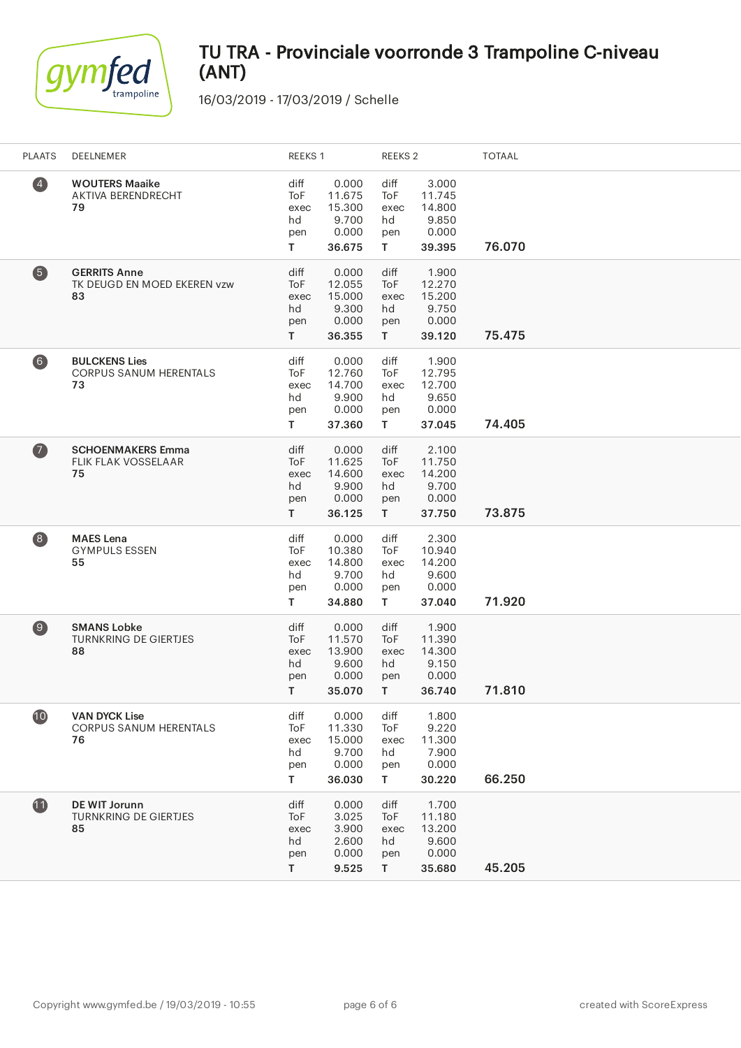# TU TRA - Provinciale voorronde 3 Trampoline C-niveau (ANT)

16/03/2019 - 17/03/2019 / Schelle

| PLAATS | DEELNEMER | REEKS 1 | | REEKS 2 | | TOTAAL |
|---|---|---|---|---|---|---|
| 4 | **WOUTERS Maaike**<br>AKTIVA BERENDRECHT<br>**79** | diff<br>ToF<br>exec<br>hd<br>pen<br>**T** | 0.000<br>11.675<br>15.300<br>9.700<br>0.000<br>**36.675** | diff<br>ToF<br>exec<br>hd<br>pen<br>**T** | 3.000<br>11.745<br>14.800<br>9.850<br>0.000<br>**39.395** | **76.070** |
| 5 | **GERRITS Anne**<br>TK DEUGD EN MOED EKEREN vzw<br>**83** | diff<br>ToF<br>exec<br>hd<br>pen<br>**T** | 0.000<br>12.055<br>15.000<br>9.300<br>0.000<br>**36.355** | diff<br>ToF<br>exec<br>hd<br>pen<br>**T** | 1.900<br>12.270<br>15.200<br>9.750<br>0.000<br>**39.120** | **75.475** |
| 6 | **BULCKENS Lies**<br>CORPUS SANUM HERENTALS<br>**73** | diff<br>ToF<br>exec<br>hd<br>pen<br>**T** | 0.000<br>12.760<br>14.700<br>9.900<br>0.000<br>**37.360** | diff<br>ToF<br>exec<br>hd<br>pen<br>**T** | 1.900<br>12.795<br>12.700<br>9.650<br>0.000<br>**37.045** | **74.405** |
| 7 | **SCHOENMAKERS Emma**<br>FLIK FLAK VOSSELAAR<br>**75** | diff<br>ToF<br>exec<br>hd<br>pen<br>**T** | 0.000<br>11.625<br>14.600<br>9.900<br>0.000<br>**36.125** | diff<br>ToF<br>exec<br>hd<br>pen<br>**T** | 2.100<br>11.750<br>14.200<br>9.700<br>0.000<br>**37.750** | **73.875** |
| 8 | **MAES Lena**<br>GYMPULS ESSEN<br>**55** | diff<br>ToF<br>exec<br>hd<br>pen<br>**T** | 0.000<br>10.380<br>14.800<br>9.700<br>0.000<br>**34.880** | diff<br>ToF<br>exec<br>hd<br>pen<br>**T** | 2.300<br>10.940<br>14.200<br>9.600<br>0.000<br>**37.040** | **71.920** |
| 9 | **SMANS Lobke**<br>TURNKRING DE GIERTJES<br>**88** | diff<br>ToF<br>exec<br>hd<br>pen<br>**T** | 0.000<br>11.570<br>13.900<br>9.600<br>0.000<br>**35.070** | diff<br>ToF<br>exec<br>hd<br>pen<br>**T** | 1.900<br>11.390<br>14.300<br>9.150<br>0.000<br>**36.740** | **71.810** |
| 10 | **VAN DYCK Lise**<br>CORPUS SANUM HERENTALS<br>**76** | diff<br>ToF<br>exec<br>hd<br>pen<br>**T** | 0.000<br>11.330<br>15.000<br>9.700<br>0.000<br>**36.030** | diff<br>ToF<br>exec<br>hd<br>pen<br>**T** | 1.800<br>9.220<br>11.300<br>7.900<br>0.000<br>**30.220** | **66.250** |
| 11 | **DE WIT Jorunn**<br>TURNKRING DE GIERTJES<br>**85** | diff<br>ToF<br>exec<br>hd<br>pen<br>**T** | 0.000<br>3.025<br>3.900<br>2.600<br>0.000<br>**9.525** | diff<br>ToF<br>exec<br>hd<br>pen<br>**T** | 1.700<br>11.180<br>13.200<br>9.600<br>0.000<br>**35.680** | **45.205** |

Copyright www.gymfed.be / 19/03/2019 - 10:55

created with ScoreExpress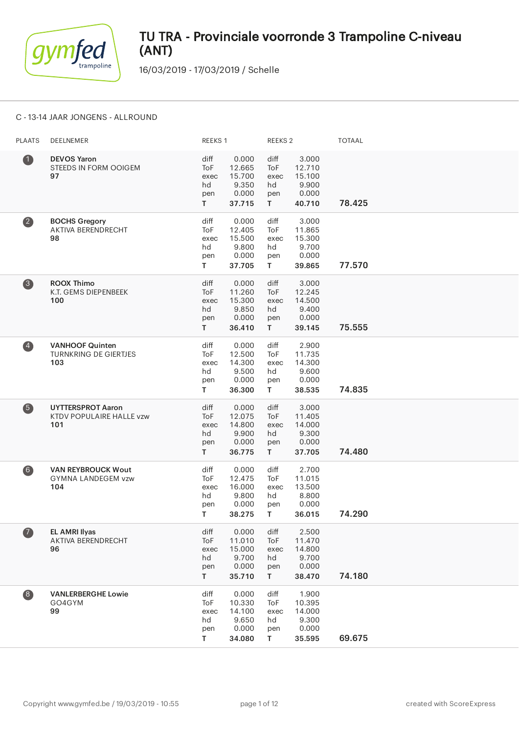# TU TRA - Provinciale voorronde 3 Trampoline C-niveau (ANT)

16/03/2019 - 17/03/2019 / Schelle

## C - 13-14 JAAR JONGENS - ALLROUND

| PLAATS | DEELNEMER | REEKS 1 | | REEKS 2 | | TOTAAL |
|---|---|---|---|---|---|---|
| 1 | **DEVOS Yaron**<br>STEEDS IN FORM OOIGEM<br>**97** | diff<br>ToF<br>exec<br>hd<br>pen<br>**T** | 0.000<br>12.665<br>15.700<br>9.350<br>0.000<br>**37.715** | diff<br>ToF<br>exec<br>hd<br>pen<br>**T** | 3.000<br>12.710<br>15.100<br>9.900<br>0.000<br>**40.710** | **78.425** |
| 2 | **BOCHS Gregory**<br>AKTIVA BERENDRECHT<br>**98** | diff<br>ToF<br>exec<br>hd<br>pen<br>**T** | 0.000<br>12.405<br>15.500<br>9.800<br>0.000<br>**37.705** | diff<br>ToF<br>exec<br>hd<br>pen<br>**T** | 3.000<br>11.865<br>15.300<br>9.700<br>0.000<br>**39.865** | **77.570** |
| 3 | **ROOX Thimo**<br>K.T. GEMS DIEPENBEEK<br>**100** | diff<br>ToF<br>exec<br>hd<br>pen<br>**T** | 0.000<br>11.260<br>15.300<br>9.850<br>0.000<br>**36.410** | diff<br>ToF<br>exec<br>hd<br>pen<br>**T** | 3.000<br>12.245<br>14.500<br>9.400<br>0.000<br>**39.145** | **75.555** |
| 4 | **VANHOOF Quinten**<br>TURNKRING DE GIERTJES<br>**103** | diff<br>ToF<br>exec<br>hd<br>pen<br>**T** | 0.000<br>12.500<br>14.300<br>9.500<br>0.000<br>**36.300** | diff<br>ToF<br>exec<br>hd<br>pen<br>**T** | 2.900<br>11.735<br>14.300<br>9.600<br>0.000<br>**38.535** | **74.835** |
| 5 | **UYTTERSPROT Aaron**<br>KTDV POPULAIRE HALLE vzw<br>**101** | diff<br>ToF<br>exec<br>hd<br>pen<br>**T** | 0.000<br>12.075<br>14.800<br>9.900<br>0.000<br>**36.775** | diff<br>ToF<br>exec<br>hd<br>pen<br>**T** | 3.000<br>11.405<br>14.000<br>9.300<br>0.000<br>**37.705** | **74.480** |
| 6 | **VAN REYBROUCK Wout**<br>GYMNA LANDEGEM vzw<br>**104** | diff<br>ToF<br>exec<br>hd<br>pen<br>**T** | 0.000<br>12.475<br>16.000<br>9.800<br>0.000<br>**38.275** | diff<br>ToF<br>exec<br>hd<br>pen<br>**T** | 2.700<br>11.015<br>13.500<br>8.800<br>0.000<br>**36.015** | **74.290** |
| 7 | **EL AMRI Ilyas**<br>AKTIVA BERENDRECHT<br>**96** | diff<br>ToF<br>exec<br>hd<br>pen<br>**T** | 0.000<br>11.010<br>15.000<br>9.700<br>0.000<br>**35.710** | diff<br>ToF<br>exec<br>hd<br>pen<br>**T** | 2.500<br>11.470<br>14.800<br>9.700<br>0.000<br>**38.470** | **74.180** |
| 8 | **VANLERBERGHE Lowie**<br>GO4GYM<br>**99** | diff<br>ToF<br>exec<br>hd<br>pen<br>**T** | 0.000<br>10.330<br>14.100<br>9.650<br>0.000<br>**34.080** | diff<br>ToF<br>exec<br>hd<br>pen<br>**T** | 1.900<br>10.395<br>14.000<br>9.300<br>0.000<br>**35.595** | **69.675** |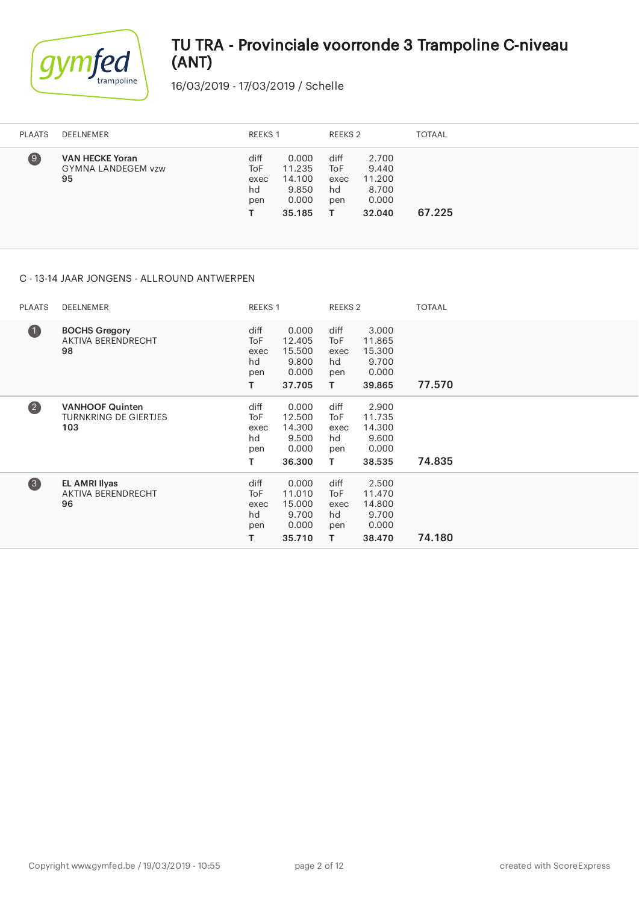# TU TRA - Provinciale voorronde 3 Trampoline C-niveau (ANT)

16/03/2019 - 17/03/2019 / Schelle

| PLAATS | DEELNEMER | REEKS 1 | | REEKS 2 | | TOTAAL |
|---|---|---|---|---|---|---|
| 9 | **VAN HECKE Yoran**<br>GYMNA LANDEGEM vzw<br>**95** | diff<br>ToF<br>exec<br>hd<br>pen<br>**T** | 0.000<br>11.235<br>14.100<br>9.850<br>0.000<br>**35.185** | diff<br>ToF<br>exec<br>hd<br>pen<br>**T** | 2.700<br>9.440<br>11.200<br>8.700<br>0.000<br>**32.040** | **67.225** |

C - 13-14 JAAR JONGENS - ALLROUND ANTWERPEN

| PLAATS | DEELNEMER | REEKS 1 | | REEKS 2 | | TOTAAL |
|---|---|---|---|---|---|---|
| 1 | **BOCHS Gregory**<br>AKTIVA BERENDRECHT<br>**98** | diff<br>ToF<br>exec<br>hd<br>pen<br>**T** | 0.000<br>12.405<br>15.500<br>9.800<br>0.000<br>**37.705** | diff<br>ToF<br>exec<br>hd<br>pen<br>**T** | 3.000<br>11.865<br>15.300<br>9.700<br>0.000<br>**39.865** | **77.570** |
| 2 | **VANHOOF Quinten**<br>TURNKRING DE GIERTJES<br>**103** | diff<br>ToF<br>exec<br>hd<br>pen<br>**T** | 0.000<br>12.500<br>14.300<br>9.500<br>0.000<br>**36.300** | diff<br>ToF<br>exec<br>hd<br>pen<br>**T** | 2.900<br>11.735<br>14.300<br>9.600<br>0.000<br>**38.535** | **74.835** |
| 3 | **EL AMRI Ilyas**<br>AKTIVA BERENDRECHT<br>**96** | diff<br>ToF<br>exec<br>hd<br>pen<br>**T** | 0.000<br>11.010<br>15.000<br>9.700<br>0.000<br>**35.710** | diff<br>ToF<br>exec<br>hd<br>pen<br>**T** | 2.500<br>11.470<br>14.800<br>9.700<br>0.000<br>**38.470** | **74.180** |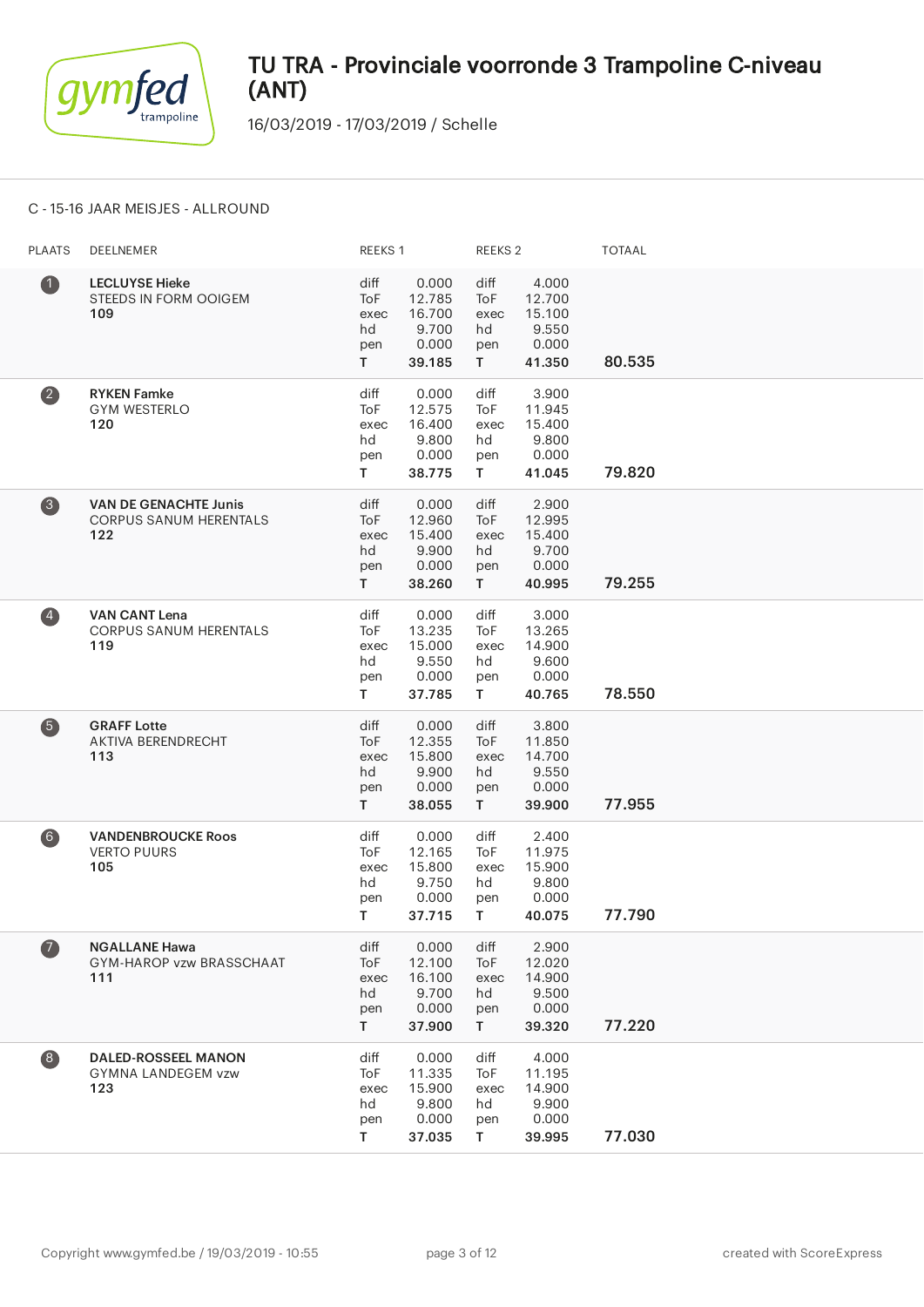# TU TRA - Provinciale voorronde 3 Trampoline C-niveau (ANT)

16/03/2019 - 17/03/2019 / Schelle

C - 15-16 JAAR MEISJES - ALLROUND

| PLAATS | DEELNEMER | REEKS 1 | | REEKS 2 | | TOTAAL |
|---|---|---|---|---|---|---|
| 1 | **LECLUYSE Hieke**<br>STEEDS IN FORM OOIGEM<br>**109** | diff<br>ToF<br>exec<br>hd<br>pen<br>**T** | 0.000<br>12.785<br>16.700<br>9.700<br>0.000<br>**39.185** | diff<br>ToF<br>exec<br>hd<br>pen<br>**T** | 4.000<br>12.700<br>15.100<br>9.550<br>0.000<br>**41.350** | **80.535** |
| 2 | **RYKEN Famke**<br>GYM WESTERLO<br>**120** | diff<br>ToF<br>exec<br>hd<br>pen<br>**T** | 0.000<br>12.575<br>16.400<br>9.800<br>0.000<br>**38.775** | diff<br>ToF<br>exec<br>hd<br>pen<br>**T** | 3.900<br>11.945<br>15.400<br>9.800<br>0.000<br>**41.045** | **79.820** |
| 3 | **VAN DE GENACHTE Junis**<br>CORPUS SANUM HERENTALS<br>**122** | diff<br>ToF<br>exec<br>hd<br>pen<br>**T** | 0.000<br>12.960<br>15.400<br>9.900<br>0.000<br>**38.260** | diff<br>ToF<br>exec<br>hd<br>pen<br>**T** | 2.900<br>12.995<br>15.400<br>9.700<br>0.000<br>**40.995** | **79.255** |
| 4 | **VAN CANT Lena**<br>CORPUS SANUM HERENTALS<br>**119** | diff<br>ToF<br>exec<br>hd<br>pen<br>**T** | 0.000<br>13.235<br>15.000<br>9.550<br>0.000<br>**37.785** | diff<br>ToF<br>exec<br>hd<br>pen<br>**T** | 3.000<br>13.265<br>14.900<br>9.600<br>0.000<br>**40.765** | **78.550** |
| 5 | **GRAFF Lotte**<br>AKTIVA BERENDRECHT<br>**113** | diff<br>ToF<br>exec<br>hd<br>pen<br>**T** | 0.000<br>12.355<br>15.800<br>9.900<br>0.000<br>**38.055** | diff<br>ToF<br>exec<br>hd<br>pen<br>**T** | 3.800<br>11.850<br>14.700<br>9.550<br>0.000<br>**39.900** | **77.955** |
| 6 | **VANDENBROUCKE Roos**<br>VERTO PUURS<br>**105** | diff<br>ToF<br>exec<br>hd<br>pen<br>**T** | 0.000<br>12.165<br>15.800<br>9.750<br>0.000<br>**37.715** | diff<br>ToF<br>exec<br>hd<br>pen<br>**T** | 2.400<br>11.975<br>15.900<br>9.800<br>0.000<br>**40.075** | **77.790** |
| 7 | **NGALLANE Hawa**<br>GYM-HAROP vzw BRASSCHAAT<br>**111** | diff<br>ToF<br>exec<br>hd<br>pen<br>**T** | 0.000<br>12.100<br>16.100<br>9.700<br>0.000<br>**37.900** | diff<br>ToF<br>exec<br>hd<br>pen<br>**T** | 2.900<br>12.020<br>14.900<br>9.500<br>0.000<br>**39.320** | **77.220** |
| 8 | **DALED-ROSSEEL MANON**<br>GYMNA LANDEGEM vzw<br>**123** | diff<br>ToF<br>exec<br>hd<br>pen<br>**T** | 0.000<br>11.335<br>15.900<br>9.800<br>0.000<br>**37.035** | diff<br>ToF<br>exec<br>hd<br>pen<br>**T** | 4.000<br>11.195<br>14.900<br>9.900<br>0.000<br>**39.995** | **77.030** |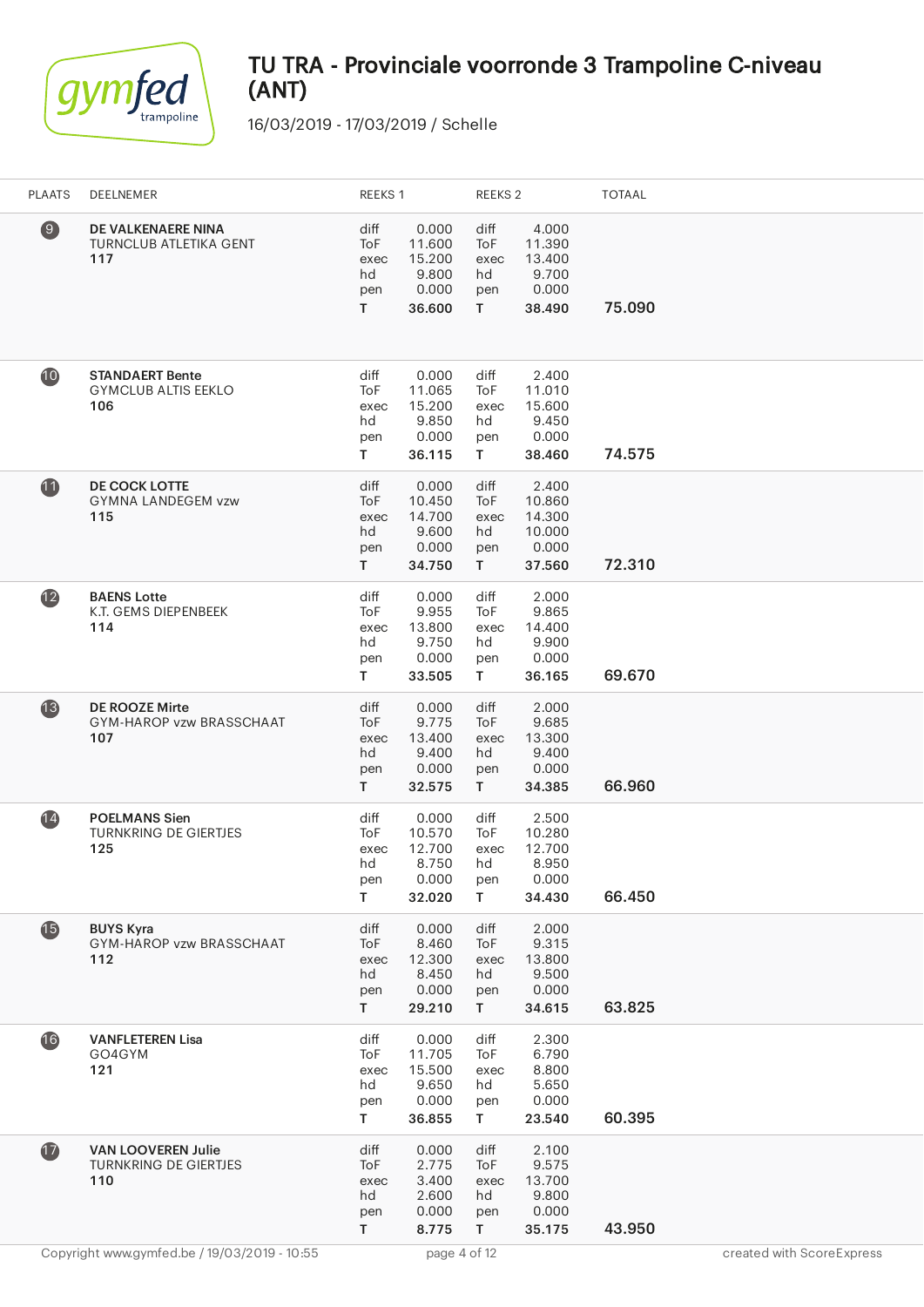# TU TRA - Provinciale voorronde 3 Trampoline C-niveau (ANT)

16/03/2019 - 17/03/2019 / Schelle

| PLAATS | DEELNEMER | REEKS 1 | | REEKS 2 | | TOTAAL |
|---|---|---|---|---|---|---|
| 9 | **DE VALKENAERE NINA**<br>TURNCLUB ATLETIKA GENT<br>**117** | diff<br>ToF<br>exec<br>hd<br>pen<br>**T** | 0.000<br>11.600<br>15.200<br>9.800<br>0.000<br>**36.600** | diff<br>ToF<br>exec<br>hd<br>pen<br>**T** | 4.000<br>11.390<br>13.400<br>9.700<br>0.000<br>**38.490** | **75.090** |
| 10 | **STANDAERT Bente**<br>GYMCLUB ALTIS EEKLO<br>**106** | diff<br>ToF<br>exec<br>hd<br>pen<br>**T** | 0.000<br>11.065<br>15.200<br>9.850<br>0.000<br>**36.115** | diff<br>ToF<br>exec<br>hd<br>pen<br>**T** | 2.400<br>11.010<br>15.600<br>9.450<br>0.000<br>**38.460** | **74.575** |
| 11 | **DE COCK LOTTE**<br>GYMNA LANDEGEM vzw<br>**115** | diff<br>ToF<br>exec<br>hd<br>pen<br>**T** | 0.000<br>10.450<br>14.700<br>9.600<br>0.000<br>**34.750** | diff<br>ToF<br>exec<br>hd<br>pen<br>**T** | 2.400<br>10.860<br>14.300<br>10.000<br>0.000<br>**37.560** | **72.310** |
| 12 | **BAENS Lotte**<br>K.T. GEMS DIEPENBEEK<br>**114** | diff<br>ToF<br>exec<br>hd<br>pen<br>**T** | 0.000<br>9.955<br>13.800<br>9.750<br>0.000<br>**33.505** | diff<br>ToF<br>exec<br>hd<br>pen<br>**T** | 2.000<br>9.865<br>14.400<br>9.900<br>0.000<br>**36.165** | **69.670** |
| 13 | **DE ROOZE Mirte**<br>GYM-HAROP vzw BRASSCHAAT<br>**107** | diff<br>ToF<br>exec<br>hd<br>pen<br>**T** | 0.000<br>9.775<br>13.400<br>9.400<br>0.000<br>**32.575** | diff<br>ToF<br>exec<br>hd<br>pen<br>**T** | 2.000<br>9.685<br>13.300<br>9.400<br>0.000<br>**34.385** | **66.960** |
| 14 | **POELMANS Sien**<br>TURNKRING DE GIERTJES<br>**125** | diff<br>ToF<br>exec<br>hd<br>pen<br>**T** | 0.000<br>10.570<br>12.700<br>8.750<br>0.000<br>**32.020** | diff<br>ToF<br>exec<br>hd<br>pen<br>**T** | 2.500<br>10.280<br>12.700<br>8.950<br>0.000<br>**34.430** | **66.450** |
| 15 | **BUYS Kyra**<br>GYM-HAROP vzw BRASSCHAAT<br>**112** | diff<br>ToF<br>exec<br>hd<br>pen<br>**T** | 0.000<br>8.460<br>12.300<br>8.450<br>0.000<br>**29.210** | diff<br>ToF<br>exec<br>hd<br>pen<br>**T** | 2.000<br>9.315<br>13.800<br>9.500<br>0.000<br>**34.615** | **63.825** |
| 16 | **VANFLETEREN Lisa**<br>GO4GYM<br>**121** | diff<br>ToF<br>exec<br>hd<br>pen<br>**T** | 0.000<br>11.705<br>15.500<br>9.650<br>0.000<br>**36.855** | diff<br>ToF<br>exec<br>hd<br>pen<br>**T** | 2.300<br>6.790<br>8.800<br>5.650<br>0.000<br>**23.540** | **60.395** |
| 17 | **VAN LOOVEREN Julie**<br>TURNKRING DE GIERTJES<br>**110** | diff<br>ToF<br>exec<br>hd<br>pen<br>**T** | 0.000<br>2.775<br>3.400<br>2.600<br>0.000<br>**8.775** | diff<br>ToF<br>exec<br>hd<br>pen<br>**T** | 2.100<br>9.575<br>13.700<br>9.800<br>0.000<br>**35.175** | **43.950** |

Copyright www.gymfed.be / 19/03/2019 - 10:55 — created with ScoreExpress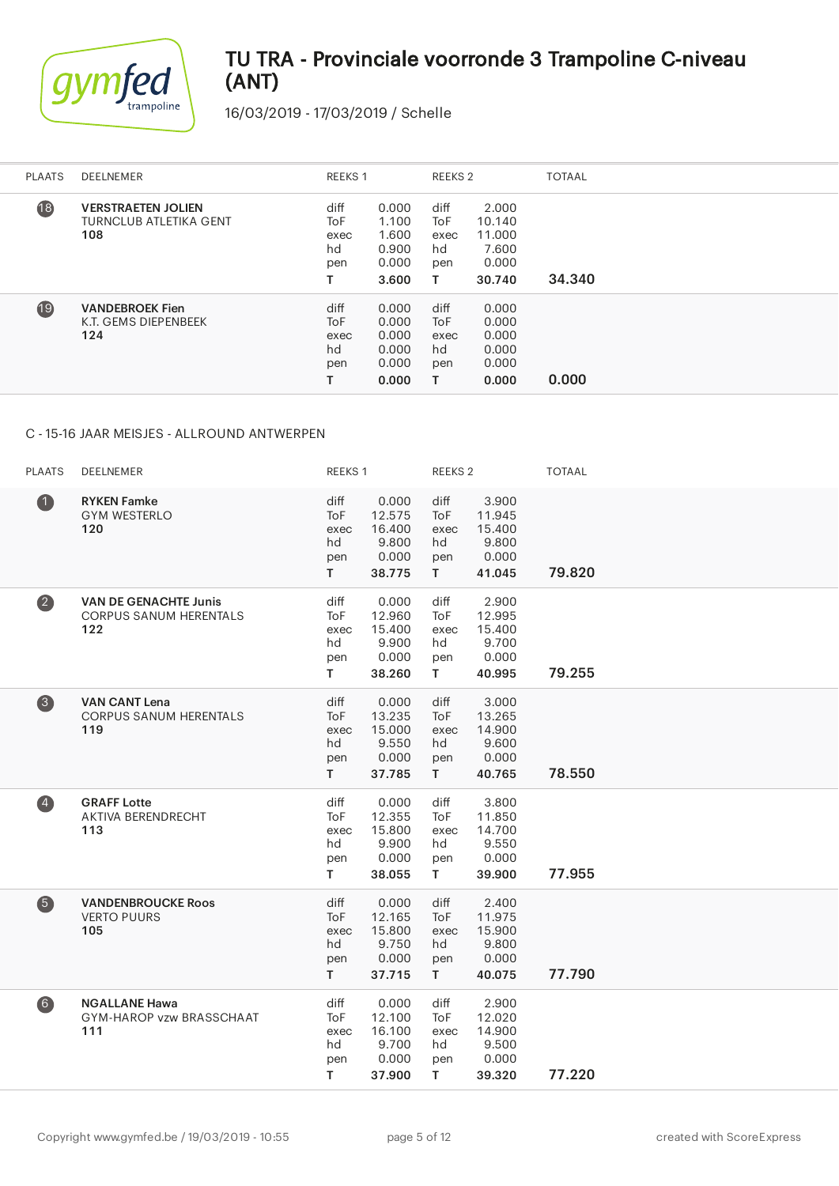# TU TRA - Provinciale voorronde 3 Trampoline C-niveau (ANT)

16/03/2019 - 17/03/2019 / Schelle

| PLAATS | DEELNEMER | REEKS 1 | | REEKS 2 | | TOTAAL |
|---|---|---|---|---|---|---|
| 18 | **VERSTRAETEN JOLIEN**<br>TURNCLUB ATLETIKA GENT<br>**108** | diff<br>ToF<br>exec<br>hd<br>pen<br>**T** | 0.000<br>1.100<br>1.600<br>0.900<br>0.000<br>**3.600** | diff<br>ToF<br>exec<br>hd<br>pen<br>**T** | 2.000<br>10.140<br>11.000<br>7.600<br>0.000<br>**30.740** | **34.340** |
| 19 | **VANDEBROEK Fien**<br>K.T. GEMS DIEPENBEEK<br>**124** | diff<br>ToF<br>exec<br>hd<br>pen<br>**T** | 0.000<br>0.000<br>0.000<br>0.000<br>0.000<br>**0.000** | diff<br>ToF<br>exec<br>hd<br>pen<br>**T** | 0.000<br>0.000<br>0.000<br>0.000<br>0.000<br>**0.000** | **0.000** |

C - 15-16 JAAR MEISJES - ALLROUND ANTWERPEN

| PLAATS | DEELNEMER | REEKS 1 | | REEKS 2 | | TOTAAL |
|---|---|---|---|---|---|---|
| 1 | **RYKEN Famke**<br>GYM WESTERLO<br>**120** | diff<br>ToF<br>exec<br>hd<br>pen<br>**T** | 0.000<br>12.575<br>16.400<br>9.800<br>0.000<br>**38.775** | diff<br>ToF<br>exec<br>hd<br>pen<br>**T** | 3.900<br>11.945<br>15.400<br>9.800<br>0.000<br>**41.045** | **79.820** |
| 2 | **VAN DE GENACHTE Junis**<br>CORPUS SANUM HERENTALS<br>**122** | diff<br>ToF<br>exec<br>hd<br>pen<br>**T** | 0.000<br>12.960<br>15.400<br>9.900<br>0.000<br>**38.260** | diff<br>ToF<br>exec<br>hd<br>pen<br>**T** | 2.900<br>12.995<br>15.400<br>9.700<br>0.000<br>**40.995** | **79.255** |
| 3 | **VAN CANT Lena**<br>CORPUS SANUM HERENTALS<br>**119** | diff<br>ToF<br>exec<br>hd<br>pen<br>**T** | 0.000<br>13.235<br>15.000<br>9.550<br>0.000<br>**37.785** | diff<br>ToF<br>exec<br>hd<br>pen<br>**T** | 3.000<br>13.265<br>14.900<br>9.600<br>0.000<br>**40.765** | **78.550** |
| 4 | **GRAFF Lotte**<br>AKTIVA BERENDRECHT<br>**113** | diff<br>ToF<br>exec<br>hd<br>pen<br>**T** | 0.000<br>12.355<br>15.800<br>9.900<br>0.000<br>**38.055** | diff<br>ToF<br>exec<br>hd<br>pen<br>**T** | 3.800<br>11.850<br>14.700<br>9.550<br>0.000<br>**39.900** | **77.955** |
| 5 | **VANDENBROUCKE Roos**<br>VERTO PUURS<br>**105** | diff<br>ToF<br>exec<br>hd<br>pen<br>**T** | 0.000<br>12.165<br>15.800<br>9.750<br>0.000<br>**37.715** | diff<br>ToF<br>exec<br>hd<br>pen<br>**T** | 2.400<br>11.975<br>15.900<br>9.800<br>0.000<br>**40.075** | **77.790** |
| 6 | **NGALLANE Hawa**<br>GYM-HAROP vzw BRASSCHAAT<br>**111** | diff<br>ToF<br>exec<br>hd<br>pen<br>**T** | 0.000<br>12.100<br>16.100<br>9.700<br>0.000<br>**37.900** | diff<br>ToF<br>exec<br>hd<br>pen<br>**T** | 2.900<br>12.020<br>14.900<br>9.500<br>0.000<br>**39.320** | **77.220** |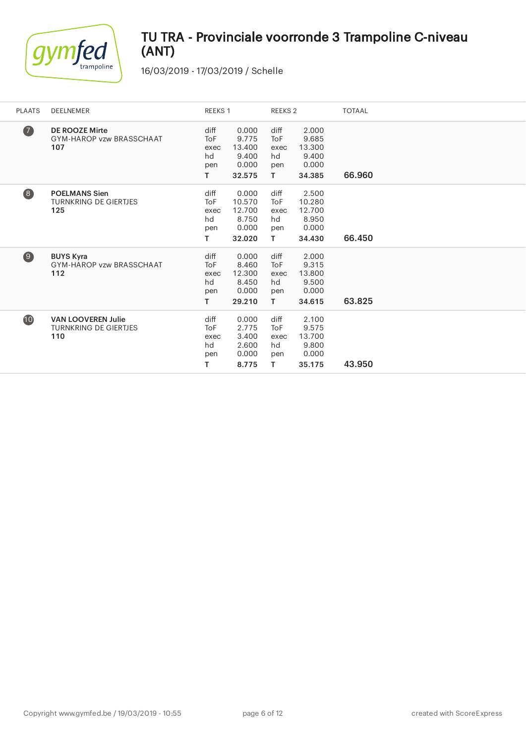# TU TRA - Provinciale voorronde 3 Trampoline C-niveau (ANT)

16/03/2019 - 17/03/2019 / Schelle

| PLAATS | DEELNEMER | REEKS 1 | | REEKS 2 | | TOTAAL |
|---|---|---|---|---|---|---|
| 7 | **DE ROOZE Mirte**<br>GYM-HAROP vzw BRASSCHAAT<br>**107** | diff<br>ToF<br>exec<br>hd<br>pen<br>T | 0.000<br>9.775<br>13.400<br>9.400<br>0.000<br>**32.575** | diff<br>ToF<br>exec<br>hd<br>pen<br>T | 2.000<br>9.685<br>13.300<br>9.400<br>0.000<br>**34.385** | 66.960 |
| 8 | **POELMANS Sien**<br>TURNKRING DE GIERTJES<br>**125** | diff<br>ToF<br>exec<br>hd<br>pen<br>T | 0.000<br>10.570<br>12.700<br>8.750<br>0.000<br>**32.020** | diff<br>ToF<br>exec<br>hd<br>pen<br>T | 2.500<br>10.280<br>12.700<br>8.950<br>0.000<br>**34.430** | 66.450 |
| 9 | **BUYS Kyra**<br>GYM-HAROP vzw BRASSCHAAT<br>**112** | diff<br>ToF<br>exec<br>hd<br>pen<br>T | 0.000<br>8.460<br>12.300<br>8.450<br>0.000<br>**29.210** | diff<br>ToF<br>exec<br>hd<br>pen<br>T | 2.000<br>9.315<br>13.800<br>9.500<br>0.000<br>**34.615** | 63.825 |
| 10 | **VAN LOOVEREN Julie**<br>TURNKRING DE GIERTJES<br>**110** | diff<br>ToF<br>exec<br>hd<br>pen<br>T | 0.000<br>2.775<br>3.400<br>2.600<br>0.000<br>**8.775** | diff<br>ToF<br>exec<br>hd<br>pen<br>T | 2.100<br>9.575<br>13.700<br>9.800<br>0.000<br>**35.175** | 43.950 |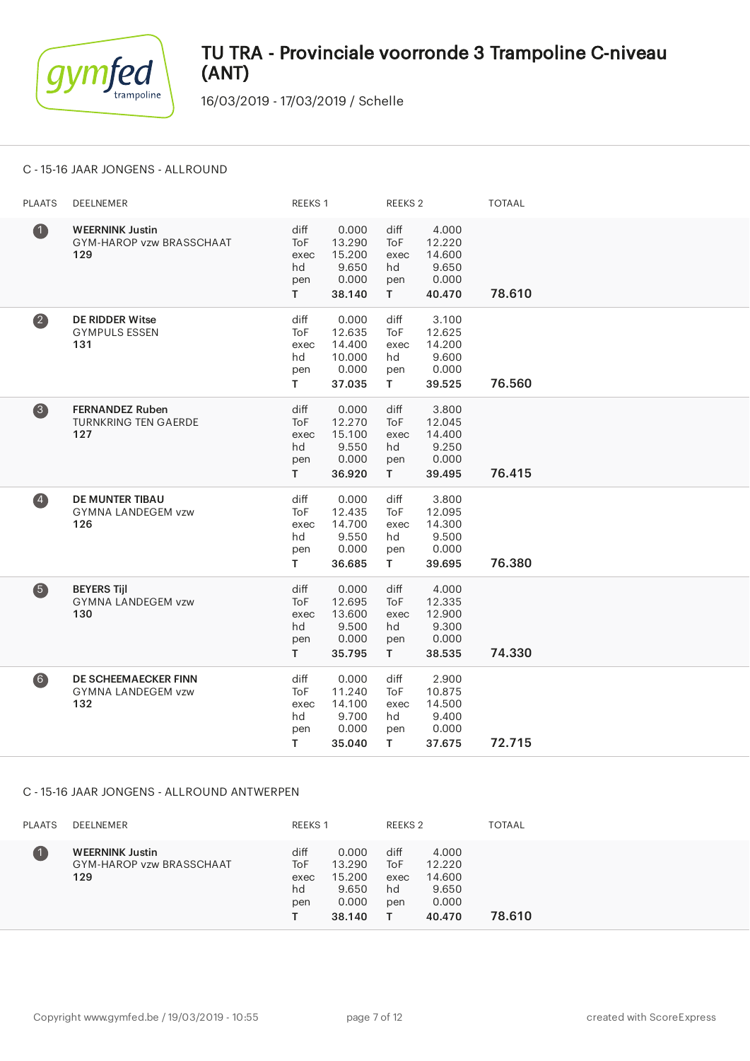# TU TRA - Provinciale voorronde 3 Trampoline C-niveau (ANT)

16/03/2019 - 17/03/2019 / Schelle

## C - 15-16 JAAR JONGENS - ALLROUND

| PLAATS | DEELNEMER | REEKS 1 | | REEKS 2 | | TOTAAL |
|---|---|---|---|---|---|---|
| 1 | **WEERNINK Justin**<br>GYM-HAROP vzw BRASSCHAAT<br>**129** | diff<br>ToF<br>exec<br>hd<br>pen<br>**T** | 0.000<br>13.290<br>15.200<br>9.650<br>0.000<br>**38.140** | diff<br>ToF<br>exec<br>hd<br>pen<br>**T** | 4.000<br>12.220<br>14.600<br>9.650<br>0.000<br>**40.470** | **78.610** |
| 2 | **DE RIDDER Witse**<br>GYMPULS ESSEN<br>**131** | diff<br>ToF<br>exec<br>hd<br>pen<br>**T** | 0.000<br>12.635<br>14.400<br>10.000<br>0.000<br>**37.035** | diff<br>ToF<br>exec<br>hd<br>pen<br>**T** | 3.100<br>12.625<br>14.200<br>9.600<br>0.000<br>**39.525** | **76.560** |
| 3 | **FERNANDEZ Ruben**<br>TURNKRING TEN GAERDE<br>**127** | diff<br>ToF<br>exec<br>hd<br>pen<br>**T** | 0.000<br>12.270<br>15.100<br>9.550<br>0.000<br>**36.920** | diff<br>ToF<br>exec<br>hd<br>pen<br>**T** | 3.800<br>12.045<br>14.400<br>9.250<br>0.000<br>**39.495** | **76.415** |
| 4 | **DE MUNTER TIBAU**<br>GYMNA LANDEGEM vzw<br>**126** | diff<br>ToF<br>exec<br>hd<br>pen<br>**T** | 0.000<br>12.435<br>14.700<br>9.550<br>0.000<br>**36.685** | diff<br>ToF<br>exec<br>hd<br>pen<br>**T** | 3.800<br>12.095<br>14.300<br>9.500<br>0.000<br>**39.695** | **76.380** |
| 5 | **BEYERS Tijl**<br>GYMNA LANDEGEM vzw<br>**130** | diff<br>ToF<br>exec<br>hd<br>pen<br>**T** | 0.000<br>12.695<br>13.600<br>9.500<br>0.000<br>**35.795** | diff<br>ToF<br>exec<br>hd<br>pen<br>**T** | 4.000<br>12.335<br>12.900<br>9.300<br>0.000<br>**38.535** | **74.330** |
| 6 | **DE SCHEEMAECKER FINN**<br>GYMNA LANDEGEM vzw<br>**132** | diff<br>ToF<br>exec<br>hd<br>pen<br>**T** | 0.000<br>11.240<br>14.100<br>9.700<br>0.000<br>**35.040** | diff<br>ToF<br>exec<br>hd<br>pen<br>**T** | 2.900<br>10.875<br>14.500<br>9.400<br>0.000<br>**37.675** | **72.715** |

## C - 15-16 JAAR JONGENS - ALLROUND ANTWERPEN

| PLAATS | DEELNEMER | REEKS 1 | | REEKS 2 | | TOTAAL |
|---|---|---|---|---|---|---|
| 1 | **WEERNINK Justin**<br>GYM-HAROP vzw BRASSCHAAT<br>**129** | diff<br>ToF<br>exec<br>hd<br>pen<br>**T** | 0.000<br>13.290<br>15.200<br>9.650<br>0.000<br>**38.140** | diff<br>ToF<br>exec<br>hd<br>pen<br>**T** | 4.000<br>12.220<br>14.600<br>9.650<br>0.000<br>**40.470** | **78.610** |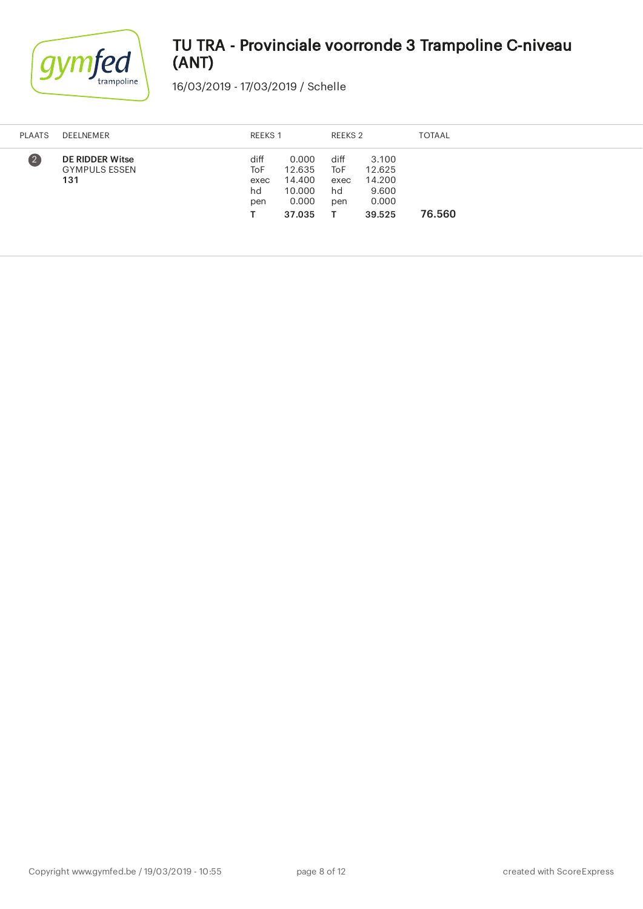# TU TRA - Provinciale voorronde 3 Trampoline C-niveau (ANT)

16/03/2019 - 17/03/2019 / Schelle

| PLAATS | DEELNEMER | REEKS 1 | | REEKS 2 | | TOTAAL |
|---|---|---|---|---|---|---|
| 2 | **DE RIDDER Witse**<br>GYMPULS ESSEN<br>**131** | diff<br>ToF<br>exec<br>hd<br>pen<br>**T** | 0.000<br>12.635<br>14.400<br>10.000<br>0.000<br>**37.035** | diff<br>ToF<br>exec<br>hd<br>pen<br>**T** | 3.100<br>12.625<br>14.200<br>9.600<br>0.000<br>**39.525** | 76.560 |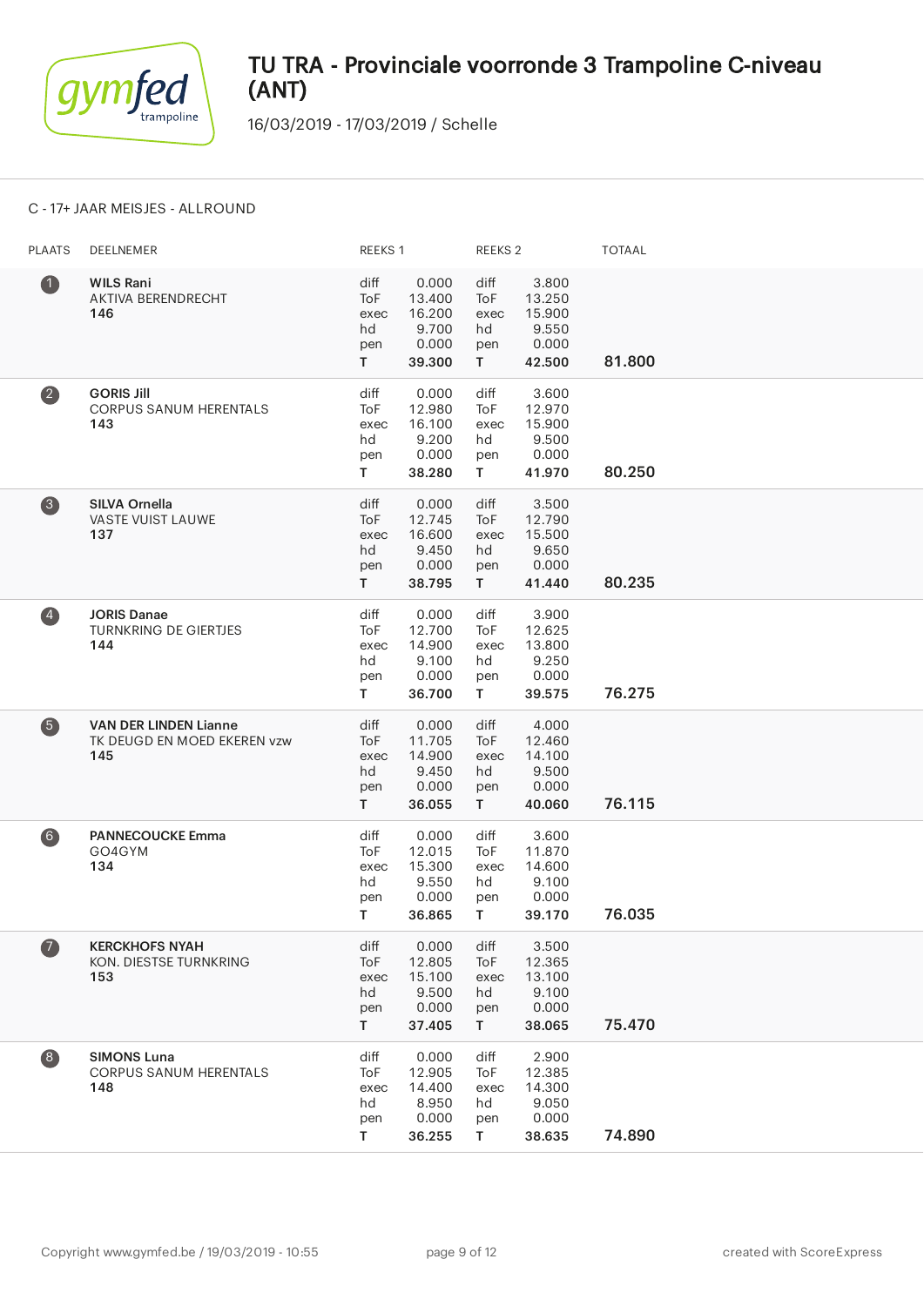# TU TRA - Provinciale voorronde 3 Trampoline C-niveau (ANT)

16/03/2019 - 17/03/2019 / Schelle

C - 17+ JAAR MEISJES - ALLROUND

| PLAATS | DEELNEMER | REEKS 1 | | REEKS 2 | | TOTAAL |
|---|---|---|---|---|---|---|
| 1 | **WILS Rani**<br>AKTIVA BERENDRECHT<br>**146** | diff<br>ToF<br>exec<br>hd<br>pen<br>**T** | 0.000<br>13.400<br>16.200<br>9.700<br>0.000<br>**39.300** | diff<br>ToF<br>exec<br>hd<br>pen<br>**T** | 3.800<br>13.250<br>15.900<br>9.550<br>0.000<br>**42.500** | **81.800** |
| 2 | **GORIS Jill**<br>CORPUS SANUM HERENTALS<br>**143** | diff<br>ToF<br>exec<br>hd<br>pen<br>**T** | 0.000<br>12.980<br>16.100<br>9.200<br>0.000<br>**38.280** | diff<br>ToF<br>exec<br>hd<br>pen<br>**T** | 3.600<br>12.970<br>15.900<br>9.500<br>0.000<br>**41.970** | **80.250** |
| 3 | **SILVA Ornella**<br>VASTE VUIST LAUWE<br>**137** | diff<br>ToF<br>exec<br>hd<br>pen<br>**T** | 0.000<br>12.745<br>16.600<br>9.450<br>0.000<br>**38.795** | diff<br>ToF<br>exec<br>hd<br>pen<br>**T** | 3.500<br>12.790<br>15.500<br>9.650<br>0.000<br>**41.440** | **80.235** |
| 4 | **JORIS Danae**<br>TURNKRING DE GIERTJES<br>**144** | diff<br>ToF<br>exec<br>hd<br>pen<br>**T** | 0.000<br>12.700<br>14.900<br>9.100<br>0.000<br>**36.700** | diff<br>ToF<br>exec<br>hd<br>pen<br>**T** | 3.900<br>12.625<br>13.800<br>9.250<br>0.000<br>**39.575** | **76.275** |
| 5 | **VAN DER LINDEN Lianne**<br>TK DEUGD EN MOED EKEREN vzw<br>**145** | diff<br>ToF<br>exec<br>hd<br>pen<br>**T** | 0.000<br>11.705<br>14.900<br>9.450<br>0.000<br>**36.055** | diff<br>ToF<br>exec<br>hd<br>pen<br>**T** | 4.000<br>12.460<br>14.100<br>9.500<br>0.000<br>**40.060** | **76.115** |
| 6 | **PANNECOUCKE Emma**<br>GO4GYM<br>**134** | diff<br>ToF<br>exec<br>hd<br>pen<br>**T** | 0.000<br>12.015<br>15.300<br>9.550<br>0.000<br>**36.865** | diff<br>ToF<br>exec<br>hd<br>pen<br>**T** | 3.600<br>11.870<br>14.600<br>9.100<br>0.000<br>**39.170** | **76.035** |
| 7 | **KERCKHOFS NYAH**<br>KON. DIESTSE TURNKRING<br>**153** | diff<br>ToF<br>exec<br>hd<br>pen<br>**T** | 0.000<br>12.805<br>15.100<br>9.500<br>0.000<br>**37.405** | diff<br>ToF<br>exec<br>hd<br>pen<br>**T** | 3.500<br>12.365<br>13.100<br>9.100<br>0.000<br>**38.065** | **75.470** |
| 8 | **SIMONS Luna**<br>CORPUS SANUM HERENTALS<br>**148** | diff<br>ToF<br>exec<br>hd<br>pen<br>**T** | 0.000<br>12.905<br>14.400<br>8.950<br>0.000<br>**36.255** | diff<br>ToF<br>exec<br>hd<br>pen<br>**T** | 2.900<br>12.385<br>14.300<br>9.050<br>0.000<br>**38.635** | **74.890** |

Copyright www.gymfed.be / 19/03/2019 - 10:55

created with ScoreExpress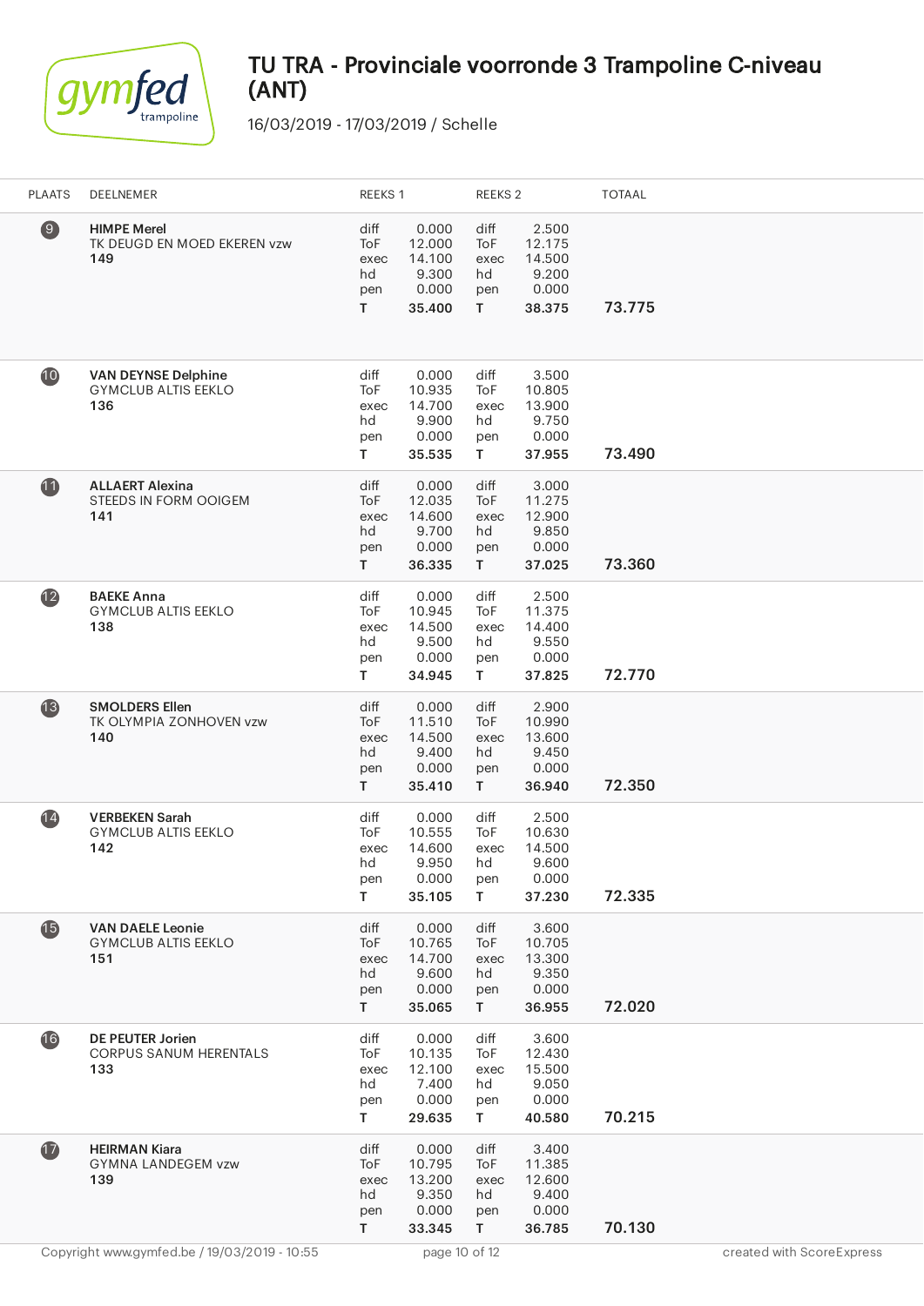# TU TRA - Provinciale voorronde 3 Trampoline C-niveau (ANT)

16/03/2019 - 17/03/2019 / Schelle

| PLAATS | DEELNEMER | REEKS 1 | | REEKS 2 | | TOTAAL |
|---|---|---|---|---|---|---|
| 9 | **HIMPE Merel**<br>TK DEUGD EN MOED EKEREN vzw<br>**149** | diff<br>ToF<br>exec<br>hd<br>pen<br>**T** | 0.000<br>12.000<br>14.100<br>9.300<br>0.000<br>**35.400** | diff<br>ToF<br>exec<br>hd<br>pen<br>**T** | 2.500<br>12.175<br>14.500<br>9.200<br>0.000<br>**38.375** | **73.775** |
| 10 | **VAN DEYNSE Delphine**<br>GYMCLUB ALTIS EEKLO<br>**136** | diff<br>ToF<br>exec<br>hd<br>pen<br>**T** | 0.000<br>10.935<br>14.700<br>9.900<br>0.000<br>**35.535** | diff<br>ToF<br>exec<br>hd<br>pen<br>**T** | 3.500<br>10.805<br>13.900<br>9.750<br>0.000<br>**37.955** | **73.490** |
| 11 | **ALLAERT Alexina**<br>STEEDS IN FORM OOIGEM<br>**141** | diff<br>ToF<br>exec<br>hd<br>pen<br>**T** | 0.000<br>12.035<br>14.600<br>9.700<br>0.000<br>**36.335** | diff<br>ToF<br>exec<br>hd<br>pen<br>**T** | 3.000<br>11.275<br>12.900<br>9.850<br>0.000<br>**37.025** | **73.360** |
| 12 | **BAEKE Anna**<br>GYMCLUB ALTIS EEKLO<br>**138** | diff<br>ToF<br>exec<br>hd<br>pen<br>**T** | 0.000<br>10.945<br>14.500<br>9.500<br>0.000<br>**34.945** | diff<br>ToF<br>exec<br>hd<br>pen<br>**T** | 2.500<br>11.375<br>14.400<br>9.550<br>0.000<br>**37.825** | **72.770** |
| 13 | **SMOLDERS Ellen**<br>TK OLYMPIA ZONHOVEN vzw<br>**140** | diff<br>ToF<br>exec<br>hd<br>pen<br>**T** | 0.000<br>11.510<br>14.500<br>9.400<br>0.000<br>**35.410** | diff<br>ToF<br>exec<br>hd<br>pen<br>**T** | 2.900<br>10.990<br>13.600<br>9.450<br>0.000<br>**36.940** | **72.350** |
| 14 | **VERBEKEN Sarah**<br>GYMCLUB ALTIS EEKLO<br>**142** | diff<br>ToF<br>exec<br>hd<br>pen<br>**T** | 0.000<br>10.555<br>14.600<br>9.950<br>0.000<br>**35.105** | diff<br>ToF<br>exec<br>hd<br>pen<br>**T** | 2.500<br>10.630<br>14.500<br>9.600<br>0.000<br>**37.230** | **72.335** |
| 15 | **VAN DAELE Leonie**<br>GYMCLUB ALTIS EEKLO<br>**151** | diff<br>ToF<br>exec<br>hd<br>pen<br>**T** | 0.000<br>10.765<br>14.700<br>9.600<br>0.000<br>**35.065** | diff<br>ToF<br>exec<br>hd<br>pen<br>**T** | 3.600<br>10.705<br>13.300<br>9.350<br>0.000<br>**36.955** | **72.020** |
| 16 | **DE PEUTER Jorien**<br>CORPUS SANUM HERENTALS<br>**133** | diff<br>ToF<br>exec<br>hd<br>pen<br>**T** | 0.000<br>10.135<br>12.100<br>7.400<br>0.000<br>**29.635** | diff<br>ToF<br>exec<br>hd<br>pen<br>**T** | 3.600<br>12.430<br>15.500<br>9.050<br>0.000<br>**40.580** | **70.215** |
| 17 | **HEIRMAN Kiara**<br>GYMNA LANDEGEM vzw<br>**139** | diff<br>ToF<br>exec<br>hd<br>pen<br>**T** | 0.000<br>10.795<br>13.200<br>9.350<br>0.000<br>**33.345** | diff<br>ToF<br>exec<br>hd<br>pen<br>**T** | 3.400<br>11.385<br>12.600<br>9.400<br>0.000<br>**36.785** | **70.130** |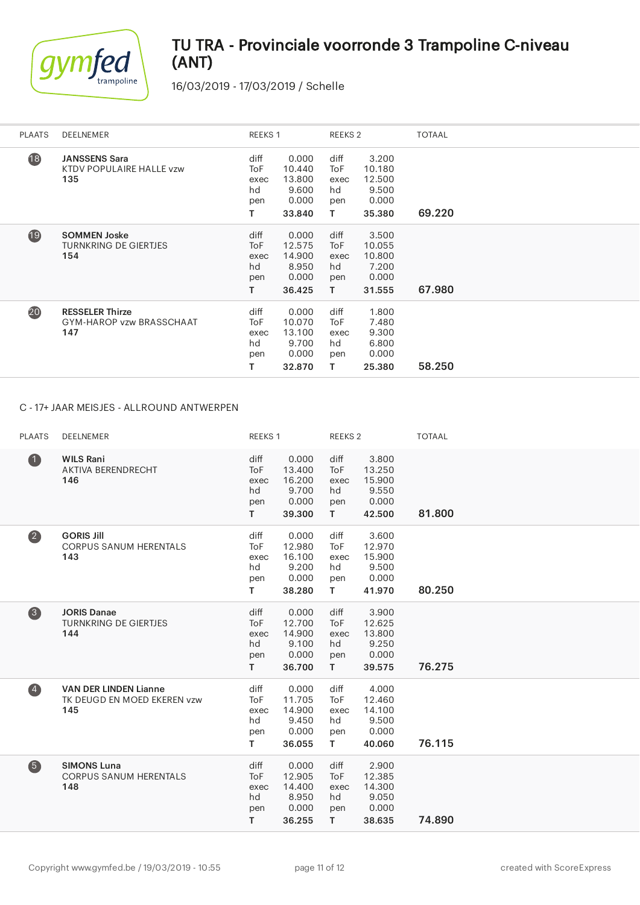# TU TRA - Provinciale voorronde 3 Trampoline C-niveau (ANT)

16/03/2019 - 17/03/2019 / Schelle

| PLAATS | DEELNEMER | REEKS 1 | | REEKS 2 | | TOTAAL |
|---|---|---|---|---|---|---|
| 18 | **JANSSENS Sara**<br>KTDV POPULAIRE HALLE vzw<br>**135** | diff<br>ToF<br>exec<br>hd<br>pen<br>**T** | 0.000<br>10.440<br>13.800<br>9.600<br>0.000<br>**33.840** | diff<br>ToF<br>exec<br>hd<br>pen<br>**T** | 3.200<br>10.180<br>12.500<br>9.500<br>0.000<br>**35.380** | **69.220** |
| 19 | **SOMMEN Joske**<br>TURNKRING DE GIERTJES<br>**154** | diff<br>ToF<br>exec<br>hd<br>pen<br>**T** | 0.000<br>12.575<br>14.900<br>8.950<br>0.000<br>**36.425** | diff<br>ToF<br>exec<br>hd<br>pen<br>**T** | 3.500<br>10.055<br>10.800<br>7.200<br>0.000<br>**31.555** | **67.980** |
| 20 | **RESSELER Thirze**<br>GYM-HAROP vzw BRASSCHAAT<br>**147** | diff<br>ToF<br>exec<br>hd<br>pen<br>**T** | 0.000<br>10.070<br>13.100<br>9.700<br>0.000<br>**32.870** | diff<br>ToF<br>exec<br>hd<br>pen<br>**T** | 1.800<br>7.480<br>9.300<br>6.800<br>0.000<br>**25.380** | **58.250** |

C - 17+ JAAR MEISJES - ALLROUND ANTWERPEN

| PLAATS | DEELNEMER | REEKS 1 | | REEKS 2 | | TOTAAL |
|---|---|---|---|---|---|---|
| 1 | **WILS Rani**<br>AKTIVA BERENDRECHT<br>**146** | diff<br>ToF<br>exec<br>hd<br>pen<br>**T** | 0.000<br>13.400<br>16.200<br>9.700<br>0.000<br>**39.300** | diff<br>ToF<br>exec<br>hd<br>pen<br>**T** | 3.800<br>13.250<br>15.900<br>9.550<br>0.000<br>**42.500** | **81.800** |
| 2 | **GORIS Jill**<br>CORPUS SANUM HERENTALS<br>**143** | diff<br>ToF<br>exec<br>hd<br>pen<br>**T** | 0.000<br>12.980<br>16.100<br>9.200<br>0.000<br>**38.280** | diff<br>ToF<br>exec<br>hd<br>pen<br>**T** | 3.600<br>12.970<br>15.900<br>9.500<br>0.000<br>**41.970** | **80.250** |
| 3 | **JORIS Danae**<br>TURNKRING DE GIERTJES<br>**144** | diff<br>ToF<br>exec<br>hd<br>pen<br>**T** | 0.000<br>12.700<br>14.900<br>9.100<br>0.000<br>**36.700** | diff<br>ToF<br>exec<br>hd<br>pen<br>**T** | 3.900<br>12.625<br>13.800<br>9.250<br>0.000<br>**39.575** | **76.275** |
| 4 | **VAN DER LINDEN Lianne**<br>TK DEUGD EN MOED EKEREN vzw<br>**145** | diff<br>ToF<br>exec<br>hd<br>pen<br>**T** | 0.000<br>11.705<br>14.900<br>9.450<br>0.000<br>**36.055** | diff<br>ToF<br>exec<br>hd<br>pen<br>**T** | 4.000<br>12.460<br>14.100<br>9.500<br>0.000<br>**40.060** | **76.115** |
| 5 | **SIMONS Luna**<br>CORPUS SANUM HERENTALS<br>**148** | diff<br>ToF<br>exec<br>hd<br>pen<br>**T** | 0.000<br>12.905<br>14.400<br>8.950<br>0.000<br>**36.255** | diff<br>ToF<br>exec<br>hd<br>pen<br>**T** | 2.900<br>12.385<br>14.300<br>9.050<br>0.000<br>**38.635** | **74.890** |

Copyright www.gymfed.be / 19/03/2019 - 10:55 — created with ScoreExpress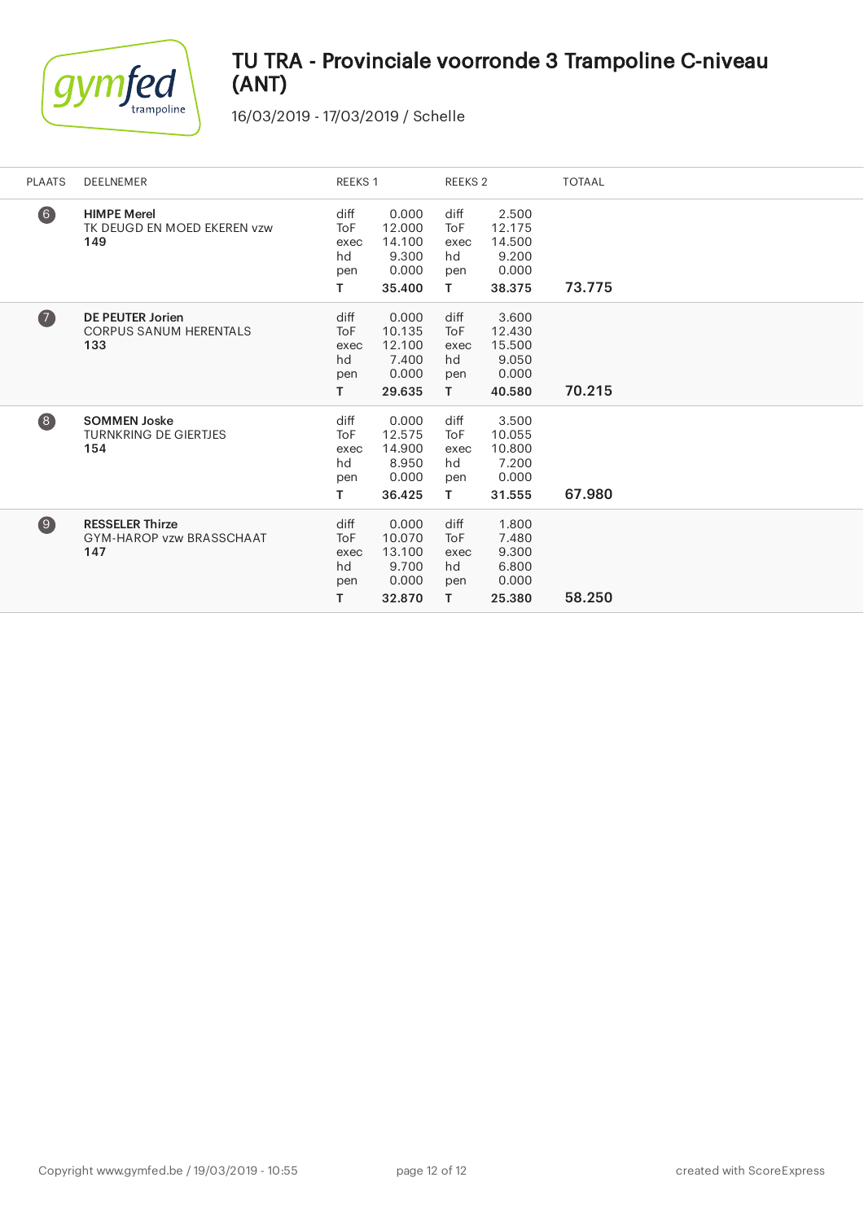# TU TRA - Provinciale voorronde 3 Trampoline C-niveau (ANT)

16/03/2019 - 17/03/2019 / Schelle

| PLAATS | DEELNEMER | REEKS 1 | | REEKS 2 | | TOTAAL |
|---|---|---|---|---|---|---|
| 6 | **HIMPE Merel**<br>TK DEUGD EN MOED EKEREN vzw<br>**149** | diff<br>ToF<br>exec<br>hd<br>pen<br>**T** | 0.000<br>12.000<br>14.100<br>9.300<br>0.000<br>**35.400** | diff<br>ToF<br>exec<br>hd<br>pen<br>**T** | 2.500<br>12.175<br>14.500<br>9.200<br>0.000<br>**38.375** | **73.775** |
| 7 | **DE PEUTER Jorien**<br>CORPUS SANUM HERENTALS<br>**133** | diff<br>ToF<br>exec<br>hd<br>pen<br>**T** | 0.000<br>10.135<br>12.100<br>7.400<br>0.000<br>**29.635** | diff<br>ToF<br>exec<br>hd<br>pen<br>**T** | 3.600<br>12.430<br>15.500<br>9.050<br>0.000<br>**40.580** | **70.215** |
| 8 | **SOMMEN Joske**<br>TURNKRING DE GIERTJES<br>**154** | diff<br>ToF<br>exec<br>hd<br>pen<br>**T** | 0.000<br>12.575<br>14.900<br>8.950<br>0.000<br>**36.425** | diff<br>ToF<br>exec<br>hd<br>pen<br>**T** | 3.500<br>10.055<br>10.800<br>7.200<br>0.000<br>**31.555** | **67.980** |
| 9 | **RESSELER Thirze**<br>GYM-HAROP vzw BRASSCHAAT<br>**147** | diff<br>ToF<br>exec<br>hd<br>pen<br>**T** | 0.000<br>10.070<br>13.100<br>9.700<br>0.000<br>**32.870** | diff<br>ToF<br>exec<br>hd<br>pen<br>**T** | 1.800<br>7.480<br>9.300<br>6.800<br>0.000<br>**25.380** | **58.250** |

Copyright www.gymfed.be / 19/03/2019 - 10:55 created with ScoreExpress